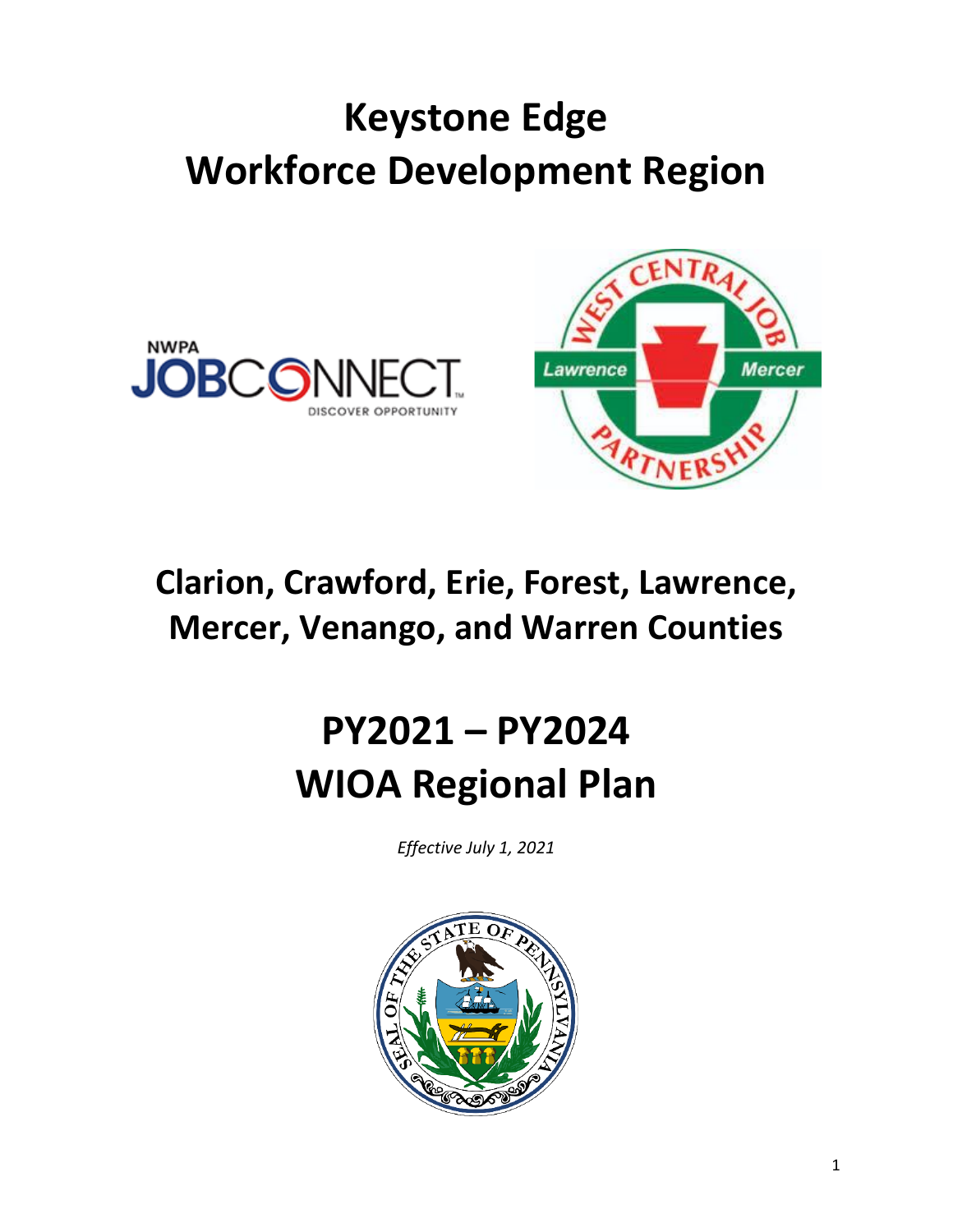# Keystone Edge
# Workforce Development Region

# Clarion, Crawford, Erie, Forest, Lawrence, Mercer, Venango, and Warren Counties

# PY2021 – PY2024
# WIOA Regional Plan

*Effective July 1, 2021*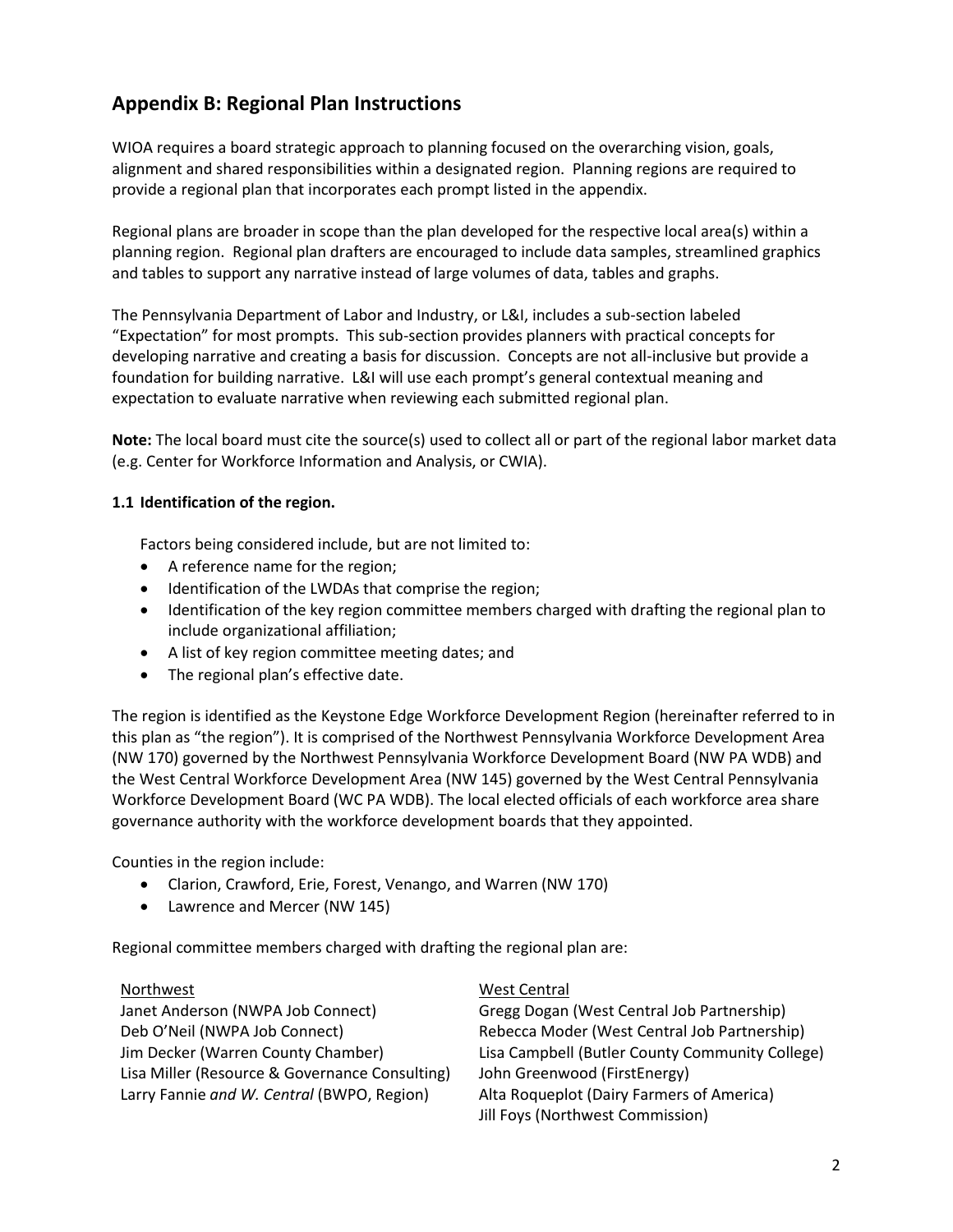## Appendix B: Regional Plan Instructions

WIOA requires a board strategic approach to planning focused on the overarching vision, goals, alignment and shared responsibilities within a designated region. Planning regions are required to provide a regional plan that incorporates each prompt listed in the appendix.

Regional plans are broader in scope than the plan developed for the respective local area(s) within a planning region. Regional plan drafters are encouraged to include data samples, streamlined graphics and tables to support any narrative instead of large volumes of data, tables and graphs.

The Pennsylvania Department of Labor and Industry, or L&I, includes a sub-section labeled "Expectation" for most prompts. This sub-section provides planners with practical concepts for developing narrative and creating a basis for discussion. Concepts are not all-inclusive but provide a foundation for building narrative. L&I will use each prompt's general contextual meaning and expectation to evaluate narrative when reviewing each submitted regional plan.

**Note:** The local board must cite the source(s) used to collect all or part of the regional labor market data (e.g. Center for Workforce Information and Analysis, or CWIA).

**1.1 Identification of the region.**

Factors being considered include, but are not limited to:

- A reference name for the region;
- Identification of the LWDAs that comprise the region;
- Identification of the key region committee members charged with drafting the regional plan to include organizational affiliation;
- A list of key region committee meeting dates; and
- The regional plan's effective date.

The region is identified as the Keystone Edge Workforce Development Region (hereinafter referred to in this plan as "the region"). It is comprised of the Northwest Pennsylvania Workforce Development Area (NW 170) governed by the Northwest Pennsylvania Workforce Development Board (NW PA WDB) and the West Central Workforce Development Area (NW 145) governed by the West Central Pennsylvania Workforce Development Board (WC PA WDB). The local elected officials of each workforce area share governance authority with the workforce development boards that they appointed.

Counties in the region include:

- Clarion, Crawford, Erie, Forest, Venango, and Warren (NW 170)
- Lawrence and Mercer (NW 145)

Regional committee members charged with drafting the regional plan are:

| Northwest | West Central |
|---|---|
| Janet Anderson (NWPA Job Connect) | Gregg Dogan (West Central Job Partnership) |
| Deb O'Neil (NWPA Job Connect) | Rebecca Moder (West Central Job Partnership) |
| Jim Decker (Warren County Chamber) | Lisa Campbell (Butler County Community College) |
| Lisa Miller (Resource & Governance Consulting) | John Greenwood (FirstEnergy) |
| Larry Fannie *and W. Central* (BWPO, Region) | Alta Roqueplot (Dairy Farmers of America) |
| | Jill Foys (Northwest Commission) |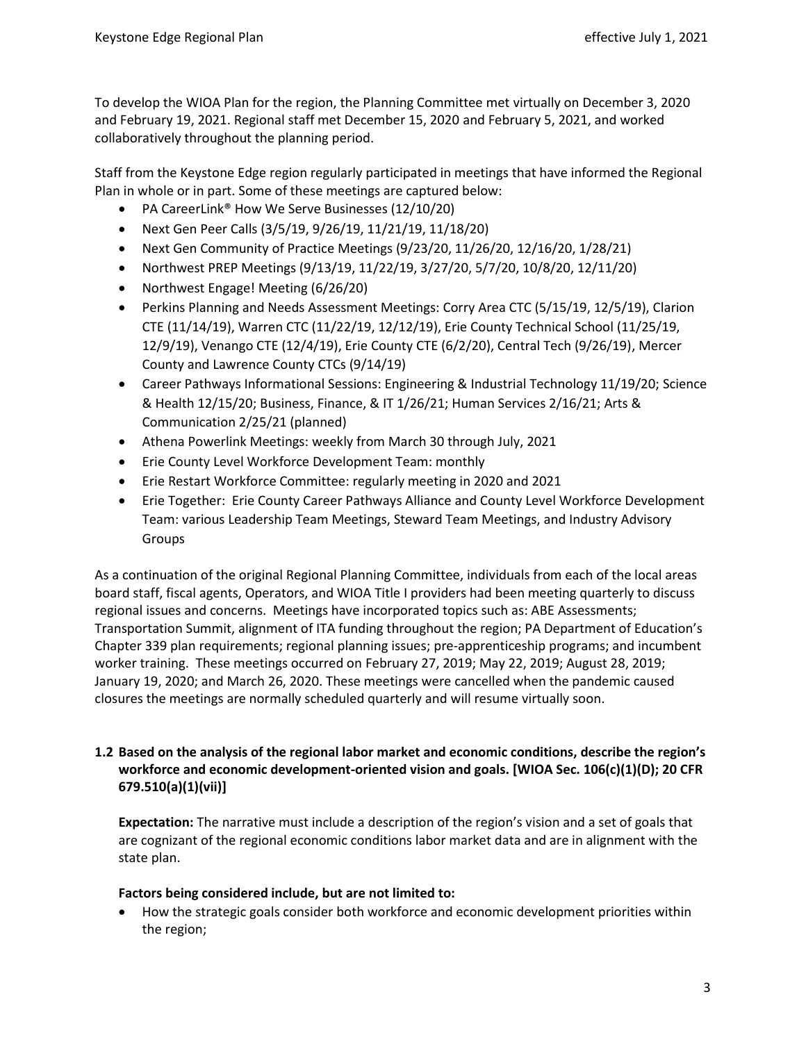To develop the WIOA Plan for the region, the Planning Committee met virtually on December 3, 2020 and February 19, 2021. Regional staff met December 15, 2020 and February 5, 2021, and worked collaboratively throughout the planning period.

Staff from the Keystone Edge region regularly participated in meetings that have informed the Regional Plan in whole or in part. Some of these meetings are captured below:

- PA CareerLink® How We Serve Businesses (12/10/20)
- Next Gen Peer Calls (3/5/19, 9/26/19, 11/21/19, 11/18/20)
- Next Gen Community of Practice Meetings (9/23/20, 11/26/20, 12/16/20, 1/28/21)
- Northwest PREP Meetings (9/13/19, 11/22/19, 3/27/20, 5/7/20, 10/8/20, 12/11/20)
- Northwest Engage! Meeting (6/26/20)
- Perkins Planning and Needs Assessment Meetings: Corry Area CTC (5/15/19, 12/5/19), Clarion CTE (11/14/19), Warren CTC (11/22/19, 12/12/19), Erie County Technical School (11/25/19, 12/9/19), Venango CTE (12/4/19), Erie County CTE (6/2/20), Central Tech (9/26/19), Mercer County and Lawrence County CTCs (9/14/19)
- Career Pathways Informational Sessions: Engineering & Industrial Technology 11/19/20; Science & Health 12/15/20; Business, Finance, & IT 1/26/21; Human Services 2/16/21; Arts & Communication 2/25/21 (planned)
- Athena Powerlink Meetings: weekly from March 30 through July, 2021
- Erie County Level Workforce Development Team: monthly
- Erie Restart Workforce Committee: regularly meeting in 2020 and 2021
- Erie Together: Erie County Career Pathways Alliance and County Level Workforce Development Team: various Leadership Team Meetings, Steward Team Meetings, and Industry Advisory Groups

As a continuation of the original Regional Planning Committee, individuals from each of the local areas board staff, fiscal agents, Operators, and WIOA Title I providers had been meeting quarterly to discuss regional issues and concerns. Meetings have incorporated topics such as: ABE Assessments; Transportation Summit, alignment of ITA funding throughout the region; PA Department of Education's Chapter 339 plan requirements; regional planning issues; pre-apprenticeship programs; and incumbent worker training. These meetings occurred on February 27, 2019; May 22, 2019; August 28, 2019; January 19, 2020; and March 26, 2020. These meetings were cancelled when the pandemic caused closures the meetings are normally scheduled quarterly and will resume virtually soon.

**1.2 Based on the analysis of the regional labor market and economic conditions, describe the region's workforce and economic development-oriented vision and goals. [WIOA Sec. 106(c)(1)(D); 20 CFR 679.510(a)(1)(vii)]**

**Expectation:** The narrative must include a description of the region's vision and a set of goals that are cognizant of the regional economic conditions labor market data and are in alignment with the state plan.

**Factors being considered include, but are not limited to:**

- How the strategic goals consider both workforce and economic development priorities within the region;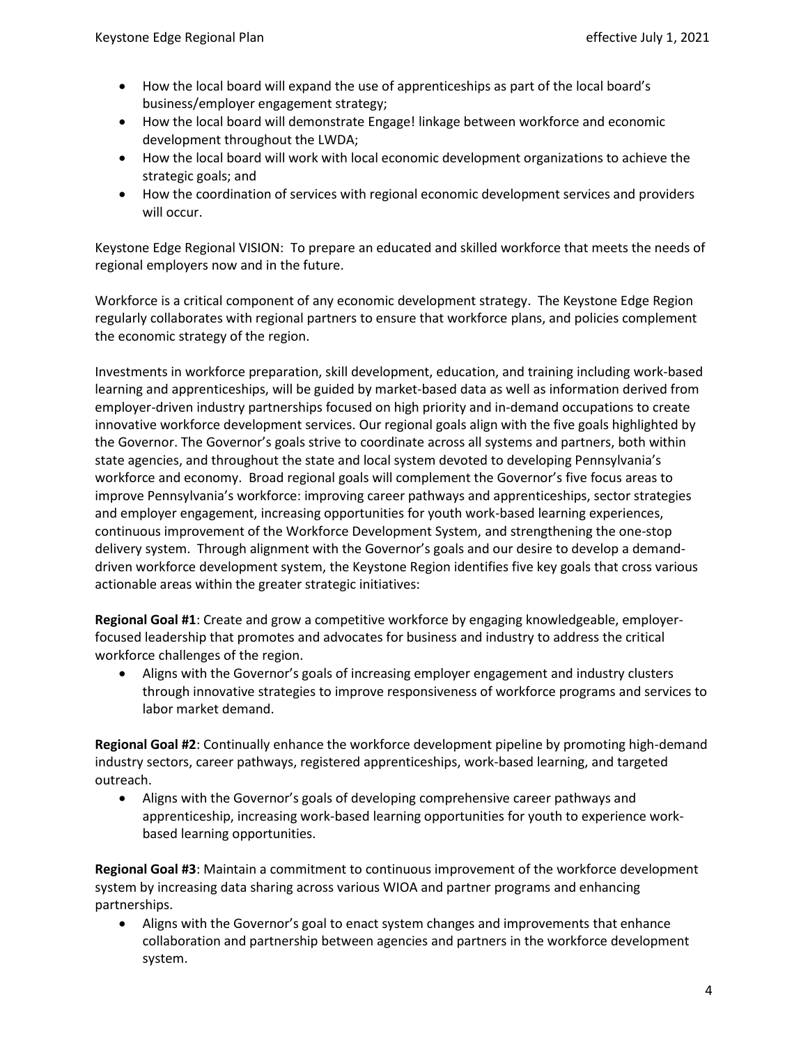- How the local board will expand the use of apprenticeships as part of the local board's business/employer engagement strategy;
- How the local board will demonstrate Engage! linkage between workforce and economic development throughout the LWDA;
- How the local board will work with local economic development organizations to achieve the strategic goals; and
- How the coordination of services with regional economic development services and providers will occur.

Keystone Edge Regional VISION: To prepare an educated and skilled workforce that meets the needs of regional employers now and in the future.

Workforce is a critical component of any economic development strategy. The Keystone Edge Region regularly collaborates with regional partners to ensure that workforce plans, and policies complement the economic strategy of the region.

Investments in workforce preparation, skill development, education, and training including work-based learning and apprenticeships, will be guided by market-based data as well as information derived from employer-driven industry partnerships focused on high priority and in-demand occupations to create innovative workforce development services. Our regional goals align with the five goals highlighted by the Governor. The Governor's goals strive to coordinate across all systems and partners, both within state agencies, and throughout the state and local system devoted to developing Pennsylvania's workforce and economy. Broad regional goals will complement the Governor's five focus areas to improve Pennsylvania's workforce: improving career pathways and apprenticeships, sector strategies and employer engagement, increasing opportunities for youth work-based learning experiences, continuous improvement of the Workforce Development System, and strengthening the one-stop delivery system. Through alignment with the Governor's goals and our desire to develop a demand-driven workforce development system, the Keystone Region identifies five key goals that cross various actionable areas within the greater strategic initiatives:

**Regional Goal #1**: Create and grow a competitive workforce by engaging knowledgeable, employer-focused leadership that promotes and advocates for business and industry to address the critical workforce challenges of the region.

- Aligns with the Governor's goals of increasing employer engagement and industry clusters through innovative strategies to improve responsiveness of workforce programs and services to labor market demand.

**Regional Goal #2**: Continually enhance the workforce development pipeline by promoting high-demand industry sectors, career pathways, registered apprenticeships, work-based learning, and targeted outreach.

- Aligns with the Governor's goals of developing comprehensive career pathways and apprenticeship, increasing work-based learning opportunities for youth to experience work-based learning opportunities.

**Regional Goal #3**: Maintain a commitment to continuous improvement of the workforce development system by increasing data sharing across various WIOA and partner programs and enhancing partnerships.

- Aligns with the Governor's goal to enact system changes and improvements that enhance collaboration and partnership between agencies and partners in the workforce development system.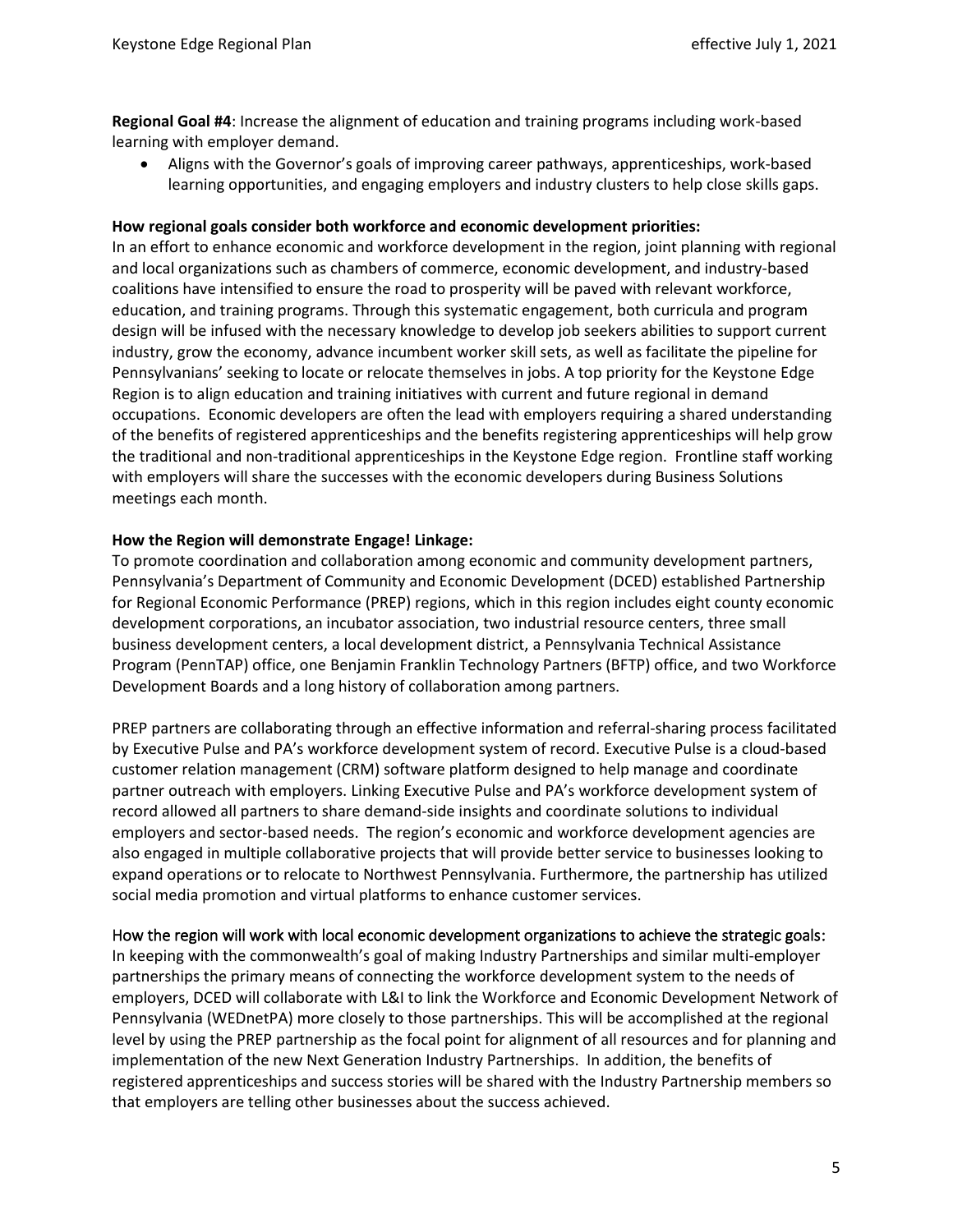**Regional Goal #4**: Increase the alignment of education and training programs including work-based learning with employer demand.

- Aligns with the Governor's goals of improving career pathways, apprenticeships, work-based learning opportunities, and engaging employers and industry clusters to help close skills gaps.

**How regional goals consider both workforce and economic development priorities:**

In an effort to enhance economic and workforce development in the region, joint planning with regional and local organizations such as chambers of commerce, economic development, and industry-based coalitions have intensified to ensure the road to prosperity will be paved with relevant workforce, education, and training programs. Through this systematic engagement, both curricula and program design will be infused with the necessary knowledge to develop job seekers abilities to support current industry, grow the economy, advance incumbent worker skill sets, as well as facilitate the pipeline for Pennsylvanians' seeking to locate or relocate themselves in jobs. A top priority for the Keystone Edge Region is to align education and training initiatives with current and future regional in demand occupations. Economic developers are often the lead with employers requiring a shared understanding of the benefits of registered apprenticeships and the benefits registering apprenticeships will help grow the traditional and non-traditional apprenticeships in the Keystone Edge region. Frontline staff working with employers will share the successes with the economic developers during Business Solutions meetings each month.

**How the Region will demonstrate Engage! Linkage:**

To promote coordination and collaboration among economic and community development partners, Pennsylvania's Department of Community and Economic Development (DCED) established Partnership for Regional Economic Performance (PREP) regions, which in this region includes eight county economic development corporations, an incubator association, two industrial resource centers, three small business development centers, a local development district, a Pennsylvania Technical Assistance Program (PennTAP) office, one Benjamin Franklin Technology Partners (BFTP) office, and two Workforce Development Boards and a long history of collaboration among partners.

PREP partners are collaborating through an effective information and referral-sharing process facilitated by Executive Pulse and PA's workforce development system of record. Executive Pulse is a cloud-based customer relation management (CRM) software platform designed to help manage and coordinate partner outreach with employers. Linking Executive Pulse and PA's workforce development system of record allowed all partners to share demand-side insights and coordinate solutions to individual employers and sector-based needs. The region's economic and workforce development agencies are also engaged in multiple collaborative projects that will provide better service to businesses looking to expand operations or to relocate to Northwest Pennsylvania. Furthermore, the partnership has utilized social media promotion and virtual platforms to enhance customer services.

How the region will work with local economic development organizations to achieve the strategic goals:

In keeping with the commonwealth's goal of making Industry Partnerships and similar multi-employer partnerships the primary means of connecting the workforce development system to the needs of employers, DCED will collaborate with L&I to link the Workforce and Economic Development Network of Pennsylvania (WEDnetPA) more closely to those partnerships. This will be accomplished at the regional level by using the PREP partnership as the focal point for alignment of all resources and for planning and implementation of the new Next Generation Industry Partnerships. In addition, the benefits of registered apprenticeships and success stories will be shared with the Industry Partnership members so that employers are telling other businesses about the success achieved.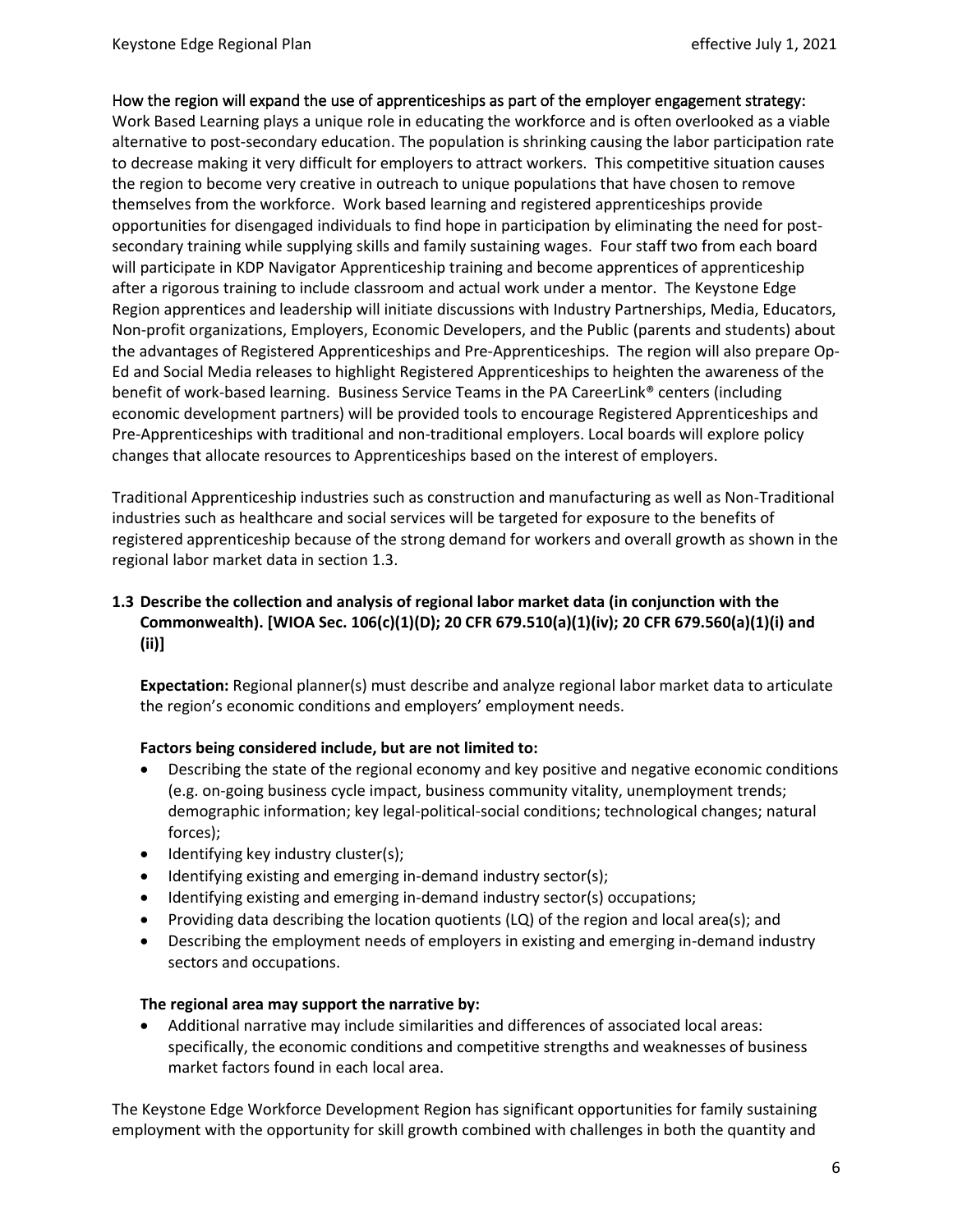How the region will expand the use of apprenticeships as part of the employer engagement strategy:
Work Based Learning plays a unique role in educating the workforce and is often overlooked as a viable alternative to post-secondary education. The population is shrinking causing the labor participation rate to decrease making it very difficult for employers to attract workers. This competitive situation causes the region to become very creative in outreach to unique populations that have chosen to remove themselves from the workforce. Work based learning and registered apprenticeships provide opportunities for disengaged individuals to find hope in participation by eliminating the need for post-secondary training while supplying skills and family sustaining wages. Four staff two from each board will participate in KDP Navigator Apprenticeship training and become apprentices of apprenticeship after a rigorous training to include classroom and actual work under a mentor. The Keystone Edge Region apprentices and leadership will initiate discussions with Industry Partnerships, Media, Educators, Non-profit organizations, Employers, Economic Developers, and the Public (parents and students) about the advantages of Registered Apprenticeships and Pre-Apprenticeships. The region will also prepare Op-Ed and Social Media releases to highlight Registered Apprenticeships to heighten the awareness of the benefit of work-based learning. Business Service Teams in the PA CareerLink® centers (including economic development partners) will be provided tools to encourage Registered Apprenticeships and Pre-Apprenticeships with traditional and non-traditional employers. Local boards will explore policy changes that allocate resources to Apprenticeships based on the interest of employers.

Traditional Apprenticeship industries such as construction and manufacturing as well as Non-Traditional industries such as healthcare and social services will be targeted for exposure to the benefits of registered apprenticeship because of the strong demand for workers and overall growth as shown in the regional labor market data in section 1.3.

### 1.3 Describe the collection and analysis of regional labor market data (in conjunction with the Commonwealth). [WIOA Sec. 106(c)(1)(D); 20 CFR 679.510(a)(1)(iv); 20 CFR 679.560(a)(1)(i) and (ii)]

**Expectation:** Regional planner(s) must describe and analyze regional labor market data to articulate the region's economic conditions and employers' employment needs.

**Factors being considered include, but are not limited to:**

- Describing the state of the regional economy and key positive and negative economic conditions (e.g. on-going business cycle impact, business community vitality, unemployment trends; demographic information; key legal-political-social conditions; technological changes; natural forces);
- Identifying key industry cluster(s);
- Identifying existing and emerging in-demand industry sector(s);
- Identifying existing and emerging in-demand industry sector(s) occupations;
- Providing data describing the location quotients (LQ) of the region and local area(s); and
- Describing the employment needs of employers in existing and emerging in-demand industry sectors and occupations.

**The regional area may support the narrative by:**

- Additional narrative may include similarities and differences of associated local areas: specifically, the economic conditions and competitive strengths and weaknesses of business market factors found in each local area.

The Keystone Edge Workforce Development Region has significant opportunities for family sustaining employment with the opportunity for skill growth combined with challenges in both the quantity and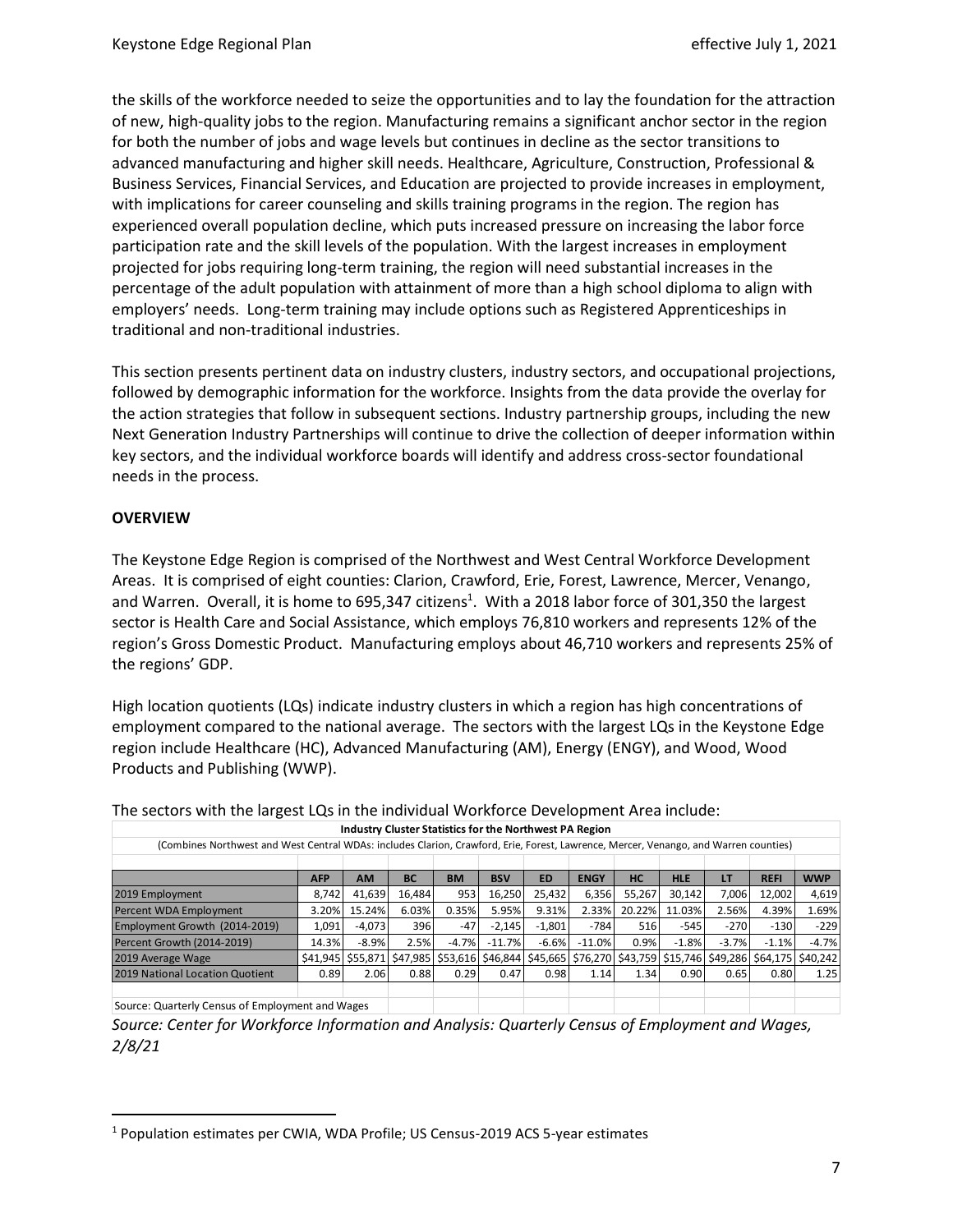the skills of the workforce needed to seize the opportunities and to lay the foundation for the attraction of new, high-quality jobs to the region. Manufacturing remains a significant anchor sector in the region for both the number of jobs and wage levels but continues in decline as the sector transitions to advanced manufacturing and higher skill needs. Healthcare, Agriculture, Construction, Professional & Business Services, Financial Services, and Education are projected to provide increases in employment, with implications for career counseling and skills training programs in the region. The region has experienced overall population decline, which puts increased pressure on increasing the labor force participation rate and the skill levels of the population. With the largest increases in employment projected for jobs requiring long-term training, the region will need substantial increases in the percentage of the adult population with attainment of more than a high school diploma to align with employers' needs. Long-term training may include options such as Registered Apprenticeships in traditional and non-traditional industries.

This section presents pertinent data on industry clusters, industry sectors, and occupational projections, followed by demographic information for the workforce. Insights from the data provide the overlay for the action strategies that follow in subsequent sections. Industry partnership groups, including the new Next Generation Industry Partnerships will continue to drive the collection of deeper information within key sectors, and the individual workforce boards will identify and address cross-sector foundational needs in the process.

**OVERVIEW**

The Keystone Edge Region is comprised of the Northwest and West Central Workforce Development Areas. It is comprised of eight counties: Clarion, Crawford, Erie, Forest, Lawrence, Mercer, Venango, and Warren. Overall, it is home to 695,347 citizens[1]. With a 2018 labor force of 301,350 the largest sector is Health Care and Social Assistance, which employs 76,810 workers and represents 12% of the region's Gross Domestic Product. Manufacturing employs about 46,710 workers and represents 25% of the regions' GDP.

High location quotients (LQs) indicate industry clusters in which a region has high concentrations of employment compared to the national average. The sectors with the largest LQs in the Keystone Edge region include Healthcare (HC), Advanced Manufacturing (AM), Energy (ENGY), and Wood, Wood Products and Publishing (WWP).

The sectors with the largest LQs in the individual Workforce Development Area include:

**Industry Cluster Statistics for the Northwest PA Region**

(Combines Northwest and West Central WDAs: includes Clarion, Crawford, Erie, Forest, Lawrence, Mercer, Venango, and Warren counties)

| | AFP | AM | BC | BM | BSV | ED | ENGY | HC | HLE | LT | REFI | WWP |
|---|---|---|---|---|---|---|---|---|---|---|---|---|
| 2019 Employment | 8,742 | 41,639 | 16,484 | 953 | 16,250 | 25,432 | 6,356 | 55,267 | 30,142 | 7,006 | 12,002 | 4,619 |
| Percent WDA Employment | 3.20% | 15.24% | 6.03% | 0.35% | 5.95% | 9.31% | 2.33% | 20.22% | 11.03% | 2.56% | 4.39% | 1.69% |
| Employment Growth (2014-2019) | 1,091 | -4,073 | 396 | -47 | -2,145 | -1,801 | -784 | 516 | -545 | -270 | -130 | -229 |
| Percent Growth (2014-2019) | 14.3% | -8.9% | 2.5% | -4.7% | -11.7% | -6.6% | -11.0% | 0.9% | -1.8% | -3.7% | -1.1% | -4.7% |
| 2019 Average Wage | $41,945 | $55,871 | $47,985 | $53,616 | $46,844 | $45,665 | $76,270 | $43,759 | $15,746 | $49,286 | $64,175 | $40,242 |
| 2019 National Location Quotient | 0.89 | 2.06 | 0.88 | 0.29 | 0.47 | 0.98 | 1.14 | 1.34 | 0.90 | 0.65 | 0.80 | 1.25 |

Source: Quarterly Census of Employment and Wages

*Source: Center for Workforce Information and Analysis: Quarterly Census of Employment and Wages, 2/8/21*

[1] Population estimates per CWIA, WDA Profile; US Census-2019 ACS 5-year estimates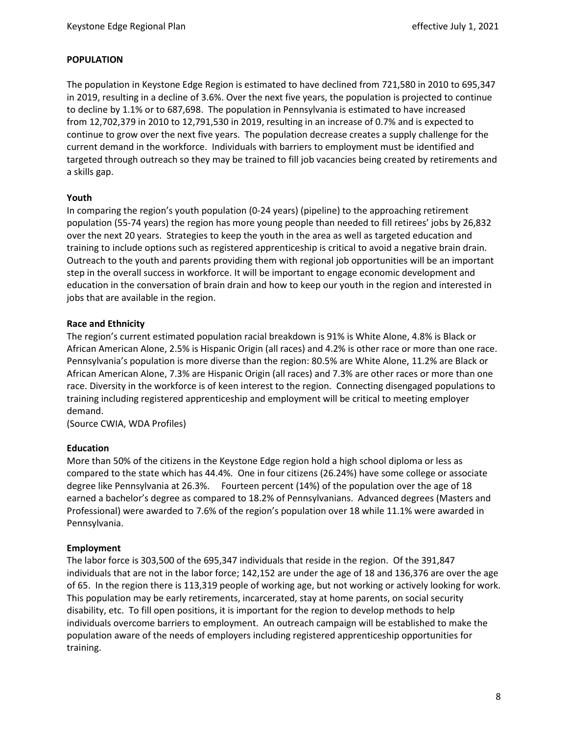## POPULATION

The population in Keystone Edge Region is estimated to have declined from 721,580 in 2010 to 695,347 in 2019, resulting in a decline of 3.6%. Over the next five years, the population is projected to continue to decline by 1.1% or to 687,698. The population in Pennsylvania is estimated to have increased from 12,702,379 in 2010 to 12,791,530 in 2019, resulting in an increase of 0.7% and is expected to continue to grow over the next five years. The population decrease creates a supply challenge for the current demand in the workforce. Individuals with barriers to employment must be identified and targeted through outreach so they may be trained to fill job vacancies being created by retirements and a skills gap.

### Youth

In comparing the region's youth population (0-24 years) (pipeline) to the approaching retirement population (55-74 years) the region has more young people than needed to fill retirees' jobs by 26,832 over the next 20 years. Strategies to keep the youth in the area as well as targeted education and training to include options such as registered apprenticeship is critical to avoid a negative brain drain. Outreach to the youth and parents providing them with regional job opportunities will be an important step in the overall success in workforce. It will be important to engage economic development and education in the conversation of brain drain and how to keep our youth in the region and interested in jobs that are available in the region.

### Race and Ethnicity

The region's current estimated population racial breakdown is 91% is White Alone, 4.8% is Black or African American Alone, 2.5% is Hispanic Origin (all races) and 4.2% is other race or more than one race. Pennsylvania's population is more diverse than the region: 80.5% are White Alone, 11.2% are Black or African American Alone, 7.3% are Hispanic Origin (all races) and 7.3% are other races or more than one race. Diversity in the workforce is of keen interest to the region. Connecting disengaged populations to training including registered apprenticeship and employment will be critical to meeting employer demand.

(Source CWIA, WDA Profiles)

### Education

More than 50% of the citizens in the Keystone Edge region hold a high school diploma or less as compared to the state which has 44.4%. One in four citizens (26.24%) have some college or associate degree like Pennsylvania at 26.3%. Fourteen percent (14%) of the population over the age of 18 earned a bachelor's degree as compared to 18.2% of Pennsylvanians. Advanced degrees (Masters and Professional) were awarded to 7.6% of the region's population over 18 while 11.1% were awarded in Pennsylvania.

### Employment

The labor force is 303,500 of the 695,347 individuals that reside in the region. Of the 391,847 individuals that are not in the labor force; 142,152 are under the age of 18 and 136,376 are over the age of 65. In the region there is 113,319 people of working age, but not working or actively looking for work. This population may be early retirements, incarcerated, stay at home parents, on social security disability, etc. To fill open positions, it is important for the region to develop methods to help individuals overcome barriers to employment. An outreach campaign will be established to make the population aware of the needs of employers including registered apprenticeship opportunities for training.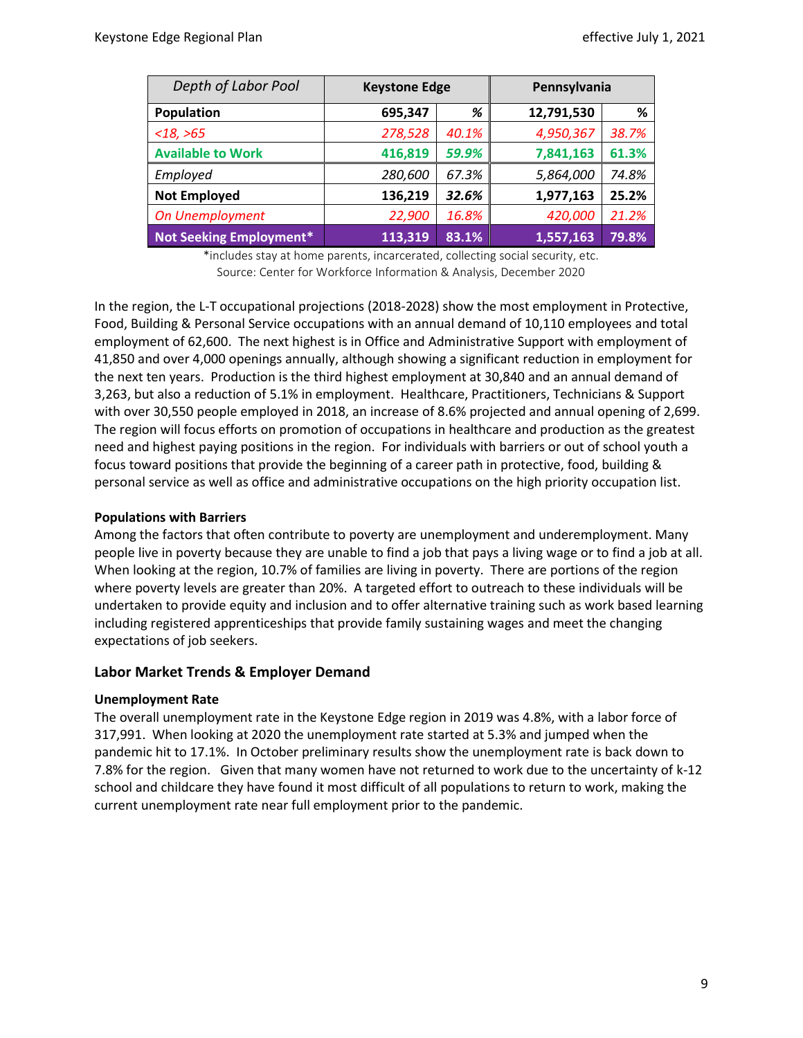| *Depth of Labor Pool* | Keystone Edge | | Pennsylvania | |
|---|---|---|---|---|
| **Population** | **695,347** | ***%*** | **12,791,530** | **%** |
| *<18, >65* | *278,528* | *40.1%* | *4,950,367* | *38.7%* |
| **Available to Work** | **416,819** | ***59.9%*** | **7,841,163** | **61.3%** |
| *Employed* | *280,600* | *67.3%* | *5,864,000* | *74.8%* |
| **Not Employed** | **136,219** | ***32.6%*** | **1,977,163** | **25.2%** |
| *On Unemployment* | *22,900* | *16.8%* | *420,000* | *21.2%* |
| **Not Seeking Employment*** | **113,319** | **83.1%** | **1,557,163** | **79.8%** |

*includes stay at home parents, incarcerated, collecting social security, etc.
Source: Center for Workforce Information & Analysis, December 2020

In the region, the L-T occupational projections (2018-2028) show the most employment in Protective, Food, Building & Personal Service occupations with an annual demand of 10,110 employees and total employment of 62,600. The next highest is in Office and Administrative Support with employment of 41,850 and over 4,000 openings annually, although showing a significant reduction in employment for the next ten years. Production is the third highest employment at 30,840 and an annual demand of 3,263, but also a reduction of 5.1% in employment. Healthcare, Practitioners, Technicians & Support with over 30,550 people employed in 2018, an increase of 8.6% projected and annual opening of 2,699. The region will focus efforts on promotion of occupations in healthcare and production as the greatest need and highest paying positions in the region. For individuals with barriers or out of school youth a focus toward positions that provide the beginning of a career path in protective, food, building & personal service as well as office and administrative occupations on the high priority occupation list.

**Populations with Barriers**

Among the factors that often contribute to poverty are unemployment and underemployment. Many people live in poverty because they are unable to find a job that pays a living wage or to find a job at all. When looking at the region, 10.7% of families are living in poverty. There are portions of the region where poverty levels are greater than 20%. A targeted effort to outreach to these individuals will be undertaken to provide equity and inclusion and to offer alternative training such as work based learning including registered apprenticeships that provide family sustaining wages and meet the changing expectations of job seekers.

## Labor Market Trends & Employer Demand

**Unemployment Rate**

The overall unemployment rate in the Keystone Edge region in 2019 was 4.8%, with a labor force of 317,991. When looking at 2020 the unemployment rate started at 5.3% and jumped when the pandemic hit to 17.1%. In October preliminary results show the unemployment rate is back down to 7.8% for the region. Given that many women have not returned to work due to the uncertainty of k-12 school and childcare they have found it most difficult of all populations to return to work, making the current unemployment rate near full employment prior to the pandemic.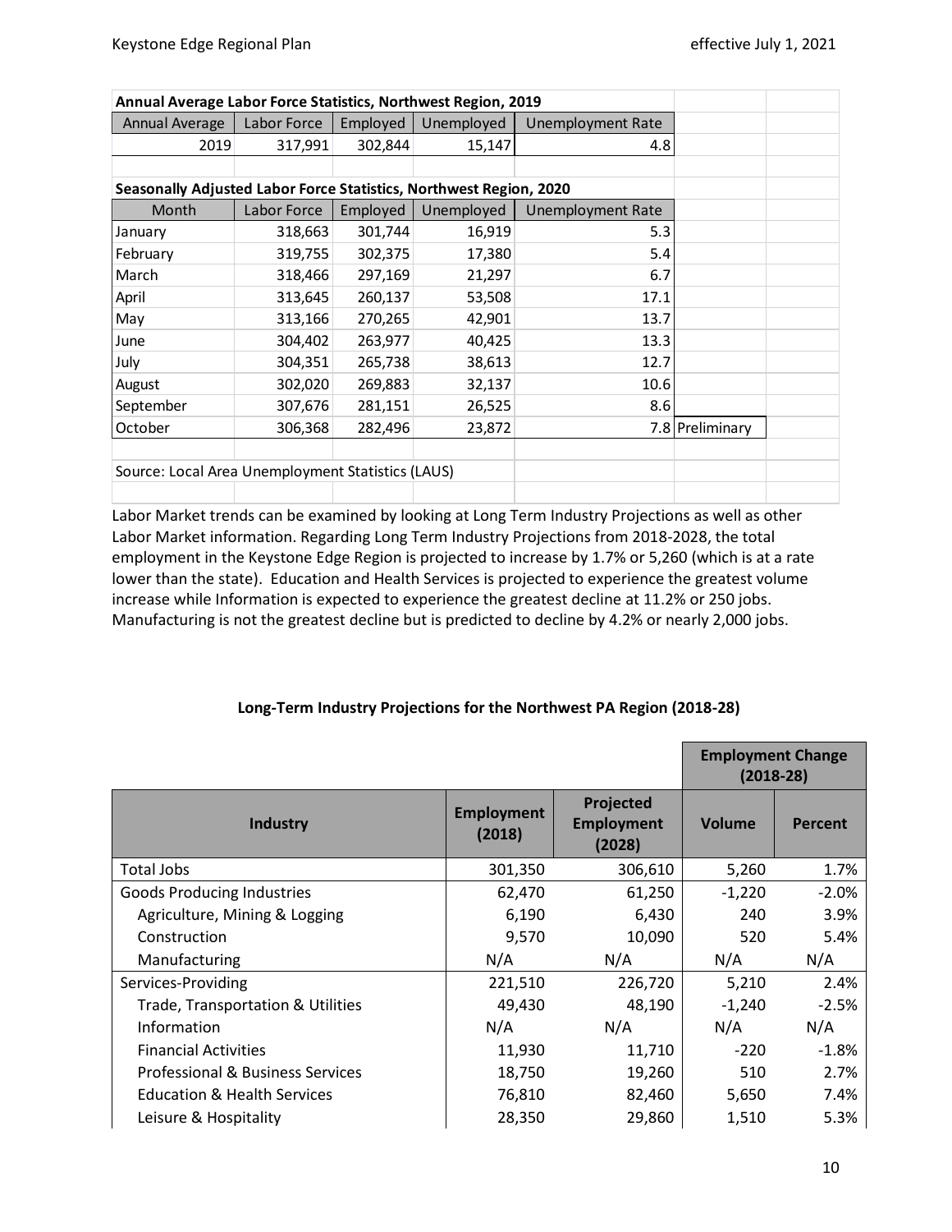**Annual Average Labor Force Statistics, Northwest Region, 2019**

| Annual Average | Labor Force | Employed | Unemployed | Unemployment Rate |
|---|---|---|---|---|
| 2019 | 317,991 | 302,844 | 15,147 | 4.8 |

**Seasonally Adjusted Labor Force Statistics, Northwest Region, 2020**

| Month | Labor Force | Employed | Unemployed | Unemployment Rate | |
|---|---|---|---|---|---|
| January | 318,663 | 301,744 | 16,919 | 5.3 | |
| February | 319,755 | 302,375 | 17,380 | 5.4 | |
| March | 318,466 | 297,169 | 21,297 | 6.7 | |
| April | 313,645 | 260,137 | 53,508 | 17.1 | |
| May | 313,166 | 270,265 | 42,901 | 13.7 | |
| June | 304,402 | 263,977 | 40,425 | 13.3 | |
| July | 304,351 | 265,738 | 38,613 | 12.7 | |
| August | 302,020 | 269,883 | 32,137 | 10.6 | |
| September | 307,676 | 281,151 | 26,525 | 8.6 | |
| October | 306,368 | 282,496 | 23,872 | 7.8 | Preliminary |

Source: Local Area Unemployment Statistics (LAUS)

Labor Market trends can be examined by looking at Long Term Industry Projections as well as other Labor Market information. Regarding Long Term Industry Projections from 2018-2028, the total employment in the Keystone Edge Region is projected to increase by 1.7% or 5,260 (which is at a rate lower than the state). Education and Health Services is projected to experience the greatest volume increase while Information is expected to experience the greatest decline at 11.2% or 250 jobs. Manufacturing is not the greatest decline but is predicted to decline by 4.2% or nearly 2,000 jobs.

**Long-Term Industry Projections for the Northwest PA Region (2018-28)**

| Industry | Employment (2018) | Projected Employment (2028) | Employment Change (2018-28) Volume | Employment Change (2018-28) Percent |
|---|---|---|---|---|
| Total Jobs | 301,350 | 306,610 | 5,260 | 1.7% |
| Goods Producing Industries | 62,470 | 61,250 | -1,220 | -2.0% |
| Agriculture, Mining & Logging | 6,190 | 6,430 | 240 | 3.9% |
| Construction | 9,570 | 10,090 | 520 | 5.4% |
| Manufacturing | N/A | N/A | N/A | N/A |
| Services-Providing | 221,510 | 226,720 | 5,210 | 2.4% |
| Trade, Transportation & Utilities | 49,430 | 48,190 | -1,240 | -2.5% |
| Information | N/A | N/A | N/A | N/A |
| Financial Activities | 11,930 | 11,710 | -220 | -1.8% |
| Professional & Business Services | 18,750 | 19,260 | 510 | 2.7% |
| Education & Health Services | 76,810 | 82,460 | 5,650 | 7.4% |
| Leisure & Hospitality | 28,350 | 29,860 | 1,510 | 5.3% |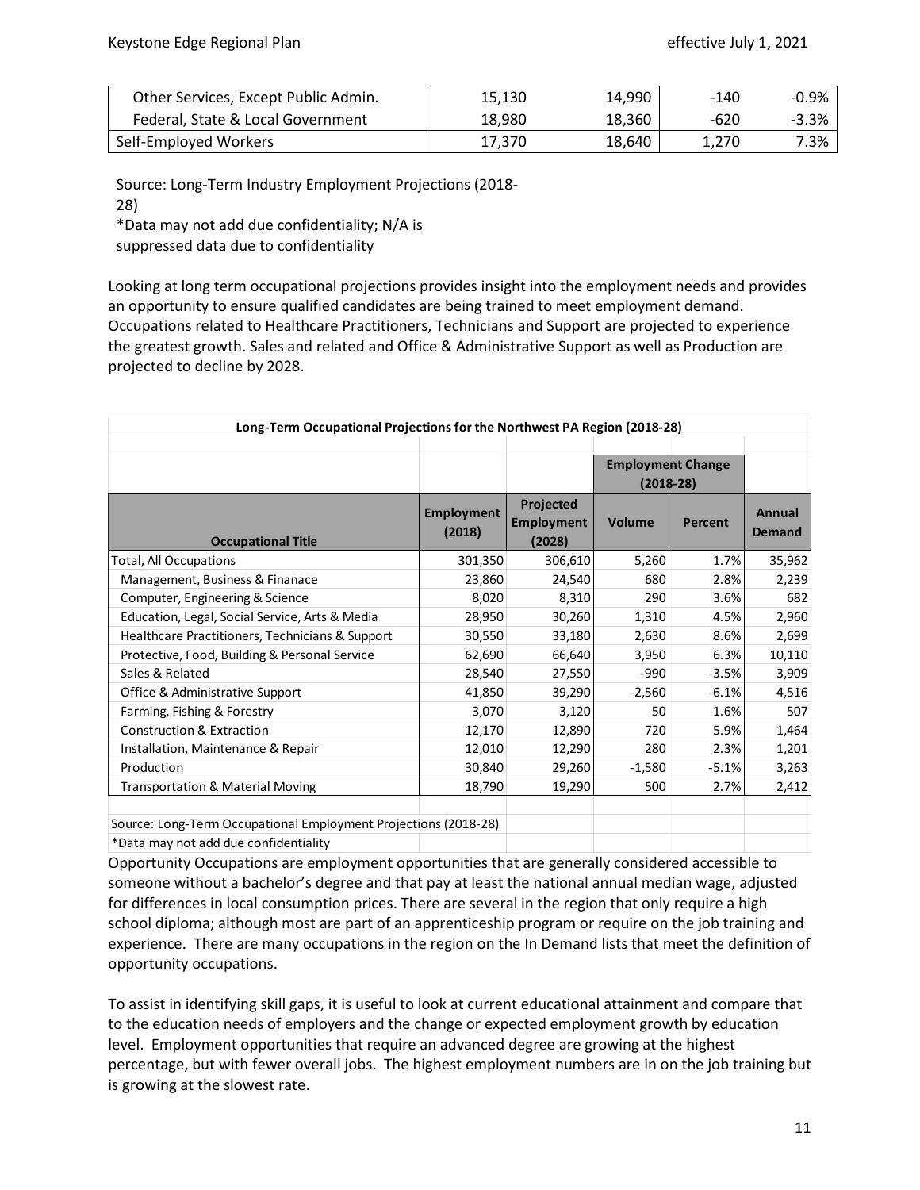| | | | | |
|---|---|---|---|---|
| Other Services, Except Public Admin. | 15,130 | 14,990 | -140 | -0.9% |
| Federal, State & Local Government | 18,980 | 18,360 | -620 | -3.3% |
| Self-Employed Workers | 17,370 | 18,640 | 1,270 | 7.3% |

Source: Long-Term Industry Employment Projections (2018-28)
*Data may not add due confidentiality; N/A is suppressed data due to confidentiality

Looking at long term occupational projections provides insight into the employment needs and provides an opportunity to ensure qualified candidates are being trained to meet employment demand. Occupations related to Healthcare Practitioners, Technicians and Support are projected to experience the greatest growth. Sales and related and Office & Administrative Support as well as Production are projected to decline by 2028.

**Long-Term Occupational Projections for the Northwest PA Region (2018-28)**

| Occupational Title | Employment (2018) | Projected Employment (2028) | Employment Change (2018-28) Volume | Employment Change (2018-28) Percent | Annual Demand |
|---|---|---|---|---|---|
| Total, All Occupations | 301,350 | 306,610 | 5,260 | 1.7% | 35,962 |
| Management, Business & Finanace | 23,860 | 24,540 | 680 | 2.8% | 2,239 |
| Computer, Engineering & Science | 8,020 | 8,310 | 290 | 3.6% | 682 |
| Education, Legal, Social Service, Arts & Media | 28,950 | 30,260 | 1,310 | 4.5% | 2,960 |
| Healthcare Practitioners, Technicians & Support | 30,550 | 33,180 | 2,630 | 8.6% | 2,699 |
| Protective, Food, Building & Personal Service | 62,690 | 66,640 | 3,950 | 6.3% | 10,110 |
| Sales & Related | 28,540 | 27,550 | -990 | -3.5% | 3,909 |
| Office & Administrative Support | 41,850 | 39,290 | -2,560 | -6.1% | 4,516 |
| Farming, Fishing & Forestry | 3,070 | 3,120 | 50 | 1.6% | 507 |
| Construction & Extraction | 12,170 | 12,890 | 720 | 5.9% | 1,464 |
| Installation, Maintenance & Repair | 12,010 | 12,290 | 280 | 2.3% | 1,201 |
| Production | 30,840 | 29,260 | -1,580 | -5.1% | 3,263 |
| Transportation & Material Moving | 18,790 | 19,290 | 500 | 2.7% | 2,412 |

Source: Long-Term Occupational Employment Projections (2018-28)
*Data may not add due confidentiality

Opportunity Occupations are employment opportunities that are generally considered accessible to someone without a bachelor's degree and that pay at least the national annual median wage, adjusted for differences in local consumption prices. There are several in the region that only require a high school diploma; although most are part of an apprenticeship program or require on the job training and experience. There are many occupations in the region on the In Demand lists that meet the definition of opportunity occupations.

To assist in identifying skill gaps, it is useful to look at current educational attainment and compare that to the education needs of employers and the change or expected employment growth by education level. Employment opportunities that require an advanced degree are growing at the highest percentage, but with fewer overall jobs. The highest employment numbers are in on the job training but is growing at the slowest rate.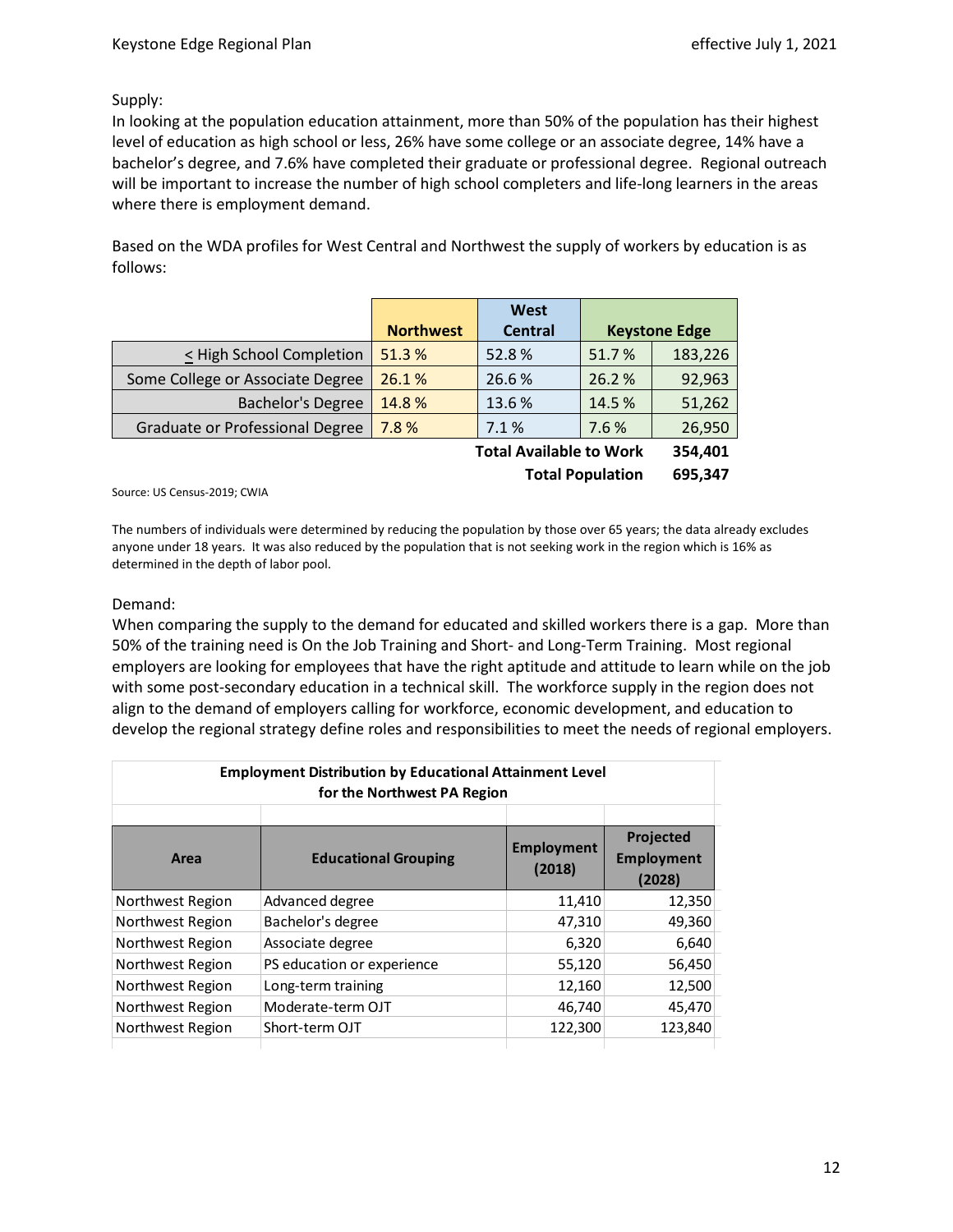Supply:

In looking at the population education attainment, more than 50% of the population has their highest level of education as high school or less, 26% have some college or an associate degree, 14% have a bachelor's degree, and 7.6% have completed their graduate or professional degree. Regional outreach will be important to increase the number of high school completers and life-long learners in the areas where there is employment demand.

Based on the WDA profiles for West Central and Northwest the supply of workers by education is as follows:

| | Northwest | West Central | Keystone Edge | |
|---|---|---|---|---|
| ≤ High School Completion | 51.3 % | 52.8 % | 51.7 % | 183,226 |
| Some College or Associate Degree | 26.1 % | 26.6 % | 26.2 % | 92,963 |
| Bachelor's Degree | 14.8 % | 13.6 % | 14.5 % | 51,262 |
| Graduate or Professional Degree | 7.8 % | 7.1 % | 7.6 % | 26,950 |
| | | | **Total Available to Work** | **354,401** |
| | | | **Total Population** | **695,347** |

Source: US Census-2019; CWIA

The numbers of individuals were determined by reducing the population by those over 65 years; the data already excludes anyone under 18 years. It was also reduced by the population that is not seeking work in the region which is 16% as determined in the depth of labor pool.

Demand:

When comparing the supply to the demand for educated and skilled workers there is a gap. More than 50% of the training need is On the Job Training and Short- and Long-Term Training. Most regional employers are looking for employees that have the right aptitude and attitude to learn while on the job with some post-secondary education in a technical skill. The workforce supply in the region does not align to the demand of employers calling for workforce, economic development, and education to develop the regional strategy define roles and responsibilities to meet the needs of regional employers.

**Employment Distribution by Educational Attainment Level for the Northwest PA Region**

| Area | Educational Grouping | Employment (2018) | Projected Employment (2028) |
|---|---|---|---|
| Northwest Region | Advanced degree | 11,410 | 12,350 |
| Northwest Region | Bachelor's degree | 47,310 | 49,360 |
| Northwest Region | Associate degree | 6,320 | 6,640 |
| Northwest Region | PS education or experience | 55,120 | 56,450 |
| Northwest Region | Long-term training | 12,160 | 12,500 |
| Northwest Region | Moderate-term OJT | 46,740 | 45,470 |
| Northwest Region | Short-term OJT | 122,300 | 123,840 |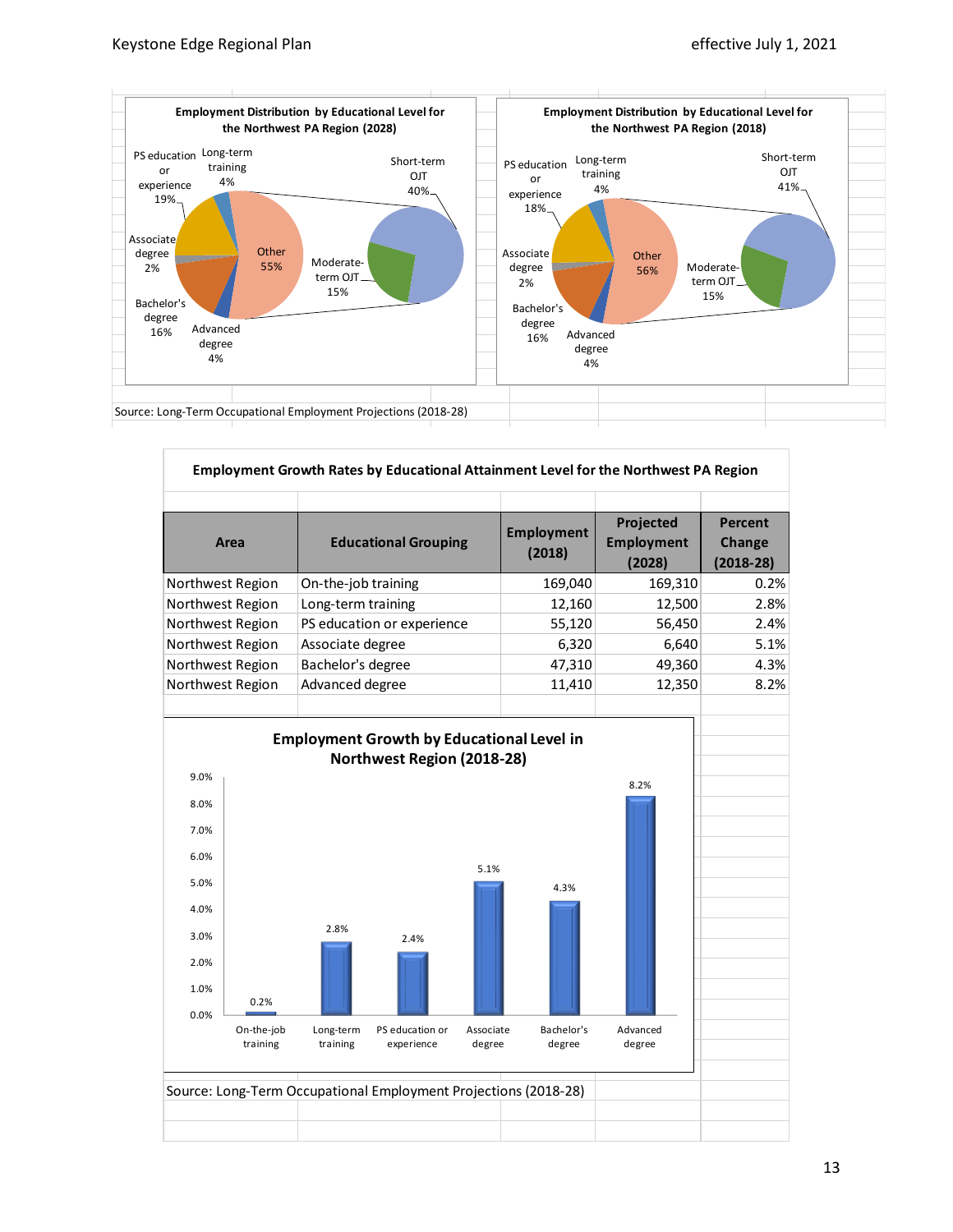**Employment Distribution by Educational Level for the Northwest PA Region (2028)**

- PS education or experience: 19%
- Long-term training: 4%
- Associate degree: 2%
- Bachelor's degree: 16%
- Advanced degree: 4%
- Other: 55%
  - Short-term OJT: 40%
  - Moderate-term OJT: 15%

**Employment Distribution by Educational Level for the Northwest PA Region (2018)**

- PS education or experience: 18%
- Long-term training: 4%
- Associate degree: 2%
- Bachelor's degree: 16%
- Advanced degree: 4%
- Other: 56%
  - Short-term OJT: 41%
  - Moderate-term OJT: 15%

Source: Long-Term Occupational Employment Projections (2018-28)

**Employment Growth Rates by Educational Attainment Level for the Northwest PA Region**

| Area | Educational Grouping | Employment (2018) | Projected Employment (2028) | Percent Change (2018-28) |
|---|---|---|---|---|
| Northwest Region | On-the-job training | 169,040 | 169,310 | 0.2% |
| Northwest Region | Long-term training | 12,160 | 12,500 | 2.8% |
| Northwest Region | PS education or experience | 55,120 | 56,450 | 2.4% |
| Northwest Region | Associate degree | 6,320 | 6,640 | 5.1% |
| Northwest Region | Bachelor's degree | 47,310 | 49,360 | 4.3% |
| Northwest Region | Advanced degree | 11,410 | 12,350 | 8.2% |

**Employment Growth by Educational Level in Northwest Region (2018-28)**

| Educational Level | Growth |
|---|---|
| On-the-job training | 0.2% |
| Long-term training | 2.8% |
| PS education or experience | 2.4% |
| Associate degree | 5.1% |
| Bachelor's degree | 4.3% |
| Advanced degree | 8.2% |

Source: Long-Term Occupational Employment Projections (2018-28)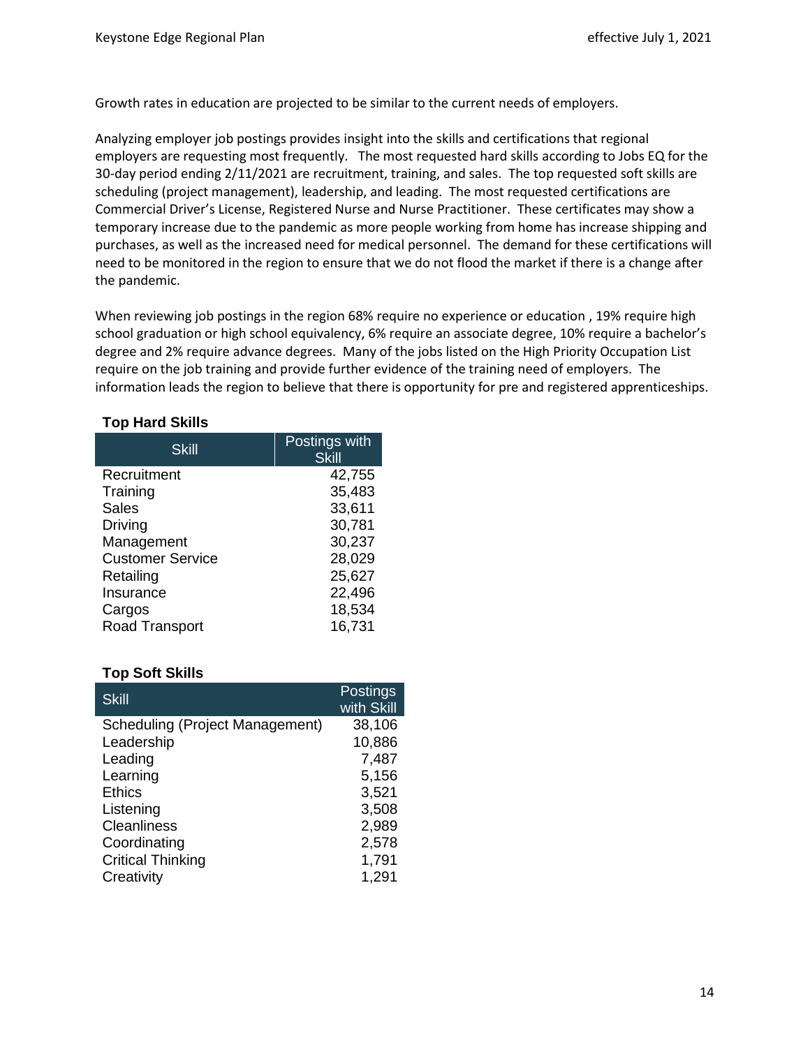Growth rates in education are projected to be similar to the current needs of employers.

Analyzing employer job postings provides insight into the skills and certifications that regional employers are requesting most frequently. The most requested hard skills according to Jobs EQ for the 30-day period ending 2/11/2021 are recruitment, training, and sales. The top requested soft skills are scheduling (project management), leadership, and leading. The most requested certifications are Commercial Driver's License, Registered Nurse and Nurse Practitioner. These certificates may show a temporary increase due to the pandemic as more people working from home has increase shipping and purchases, as well as the increased need for medical personnel. The demand for these certifications will need to be monitored in the region to ensure that we do not flood the market if there is a change after the pandemic.

When reviewing job postings in the region 68% require no experience or education , 19% require high school graduation or high school equivalency, 6% require an associate degree, 10% require a bachelor's degree and 2% require advance degrees. Many of the jobs listed on the High Priority Occupation List require on the job training and provide further evidence of the training need of employers. The information leads the region to believe that there is opportunity for pre and registered apprenticeships.

**Top Hard Skills**

| Skill | Postings with Skill |
|---|---|
| Recruitment | 42,755 |
| Training | 35,483 |
| Sales | 33,611 |
| Driving | 30,781 |
| Management | 30,237 |
| Customer Service | 28,029 |
| Retailing | 25,627 |
| Insurance | 22,496 |
| Cargos | 18,534 |
| Road Transport | 16,731 |

**Top Soft Skills**

| Skill | Postings with Skill |
|---|---|
| Scheduling (Project Management) | 38,106 |
| Leadership | 10,886 |
| Leading | 7,487 |
| Learning | 5,156 |
| Ethics | 3,521 |
| Listening | 3,508 |
| Cleanliness | 2,989 |
| Coordinating | 2,578 |
| Critical Thinking | 1,791 |
| Creativity | 1,291 |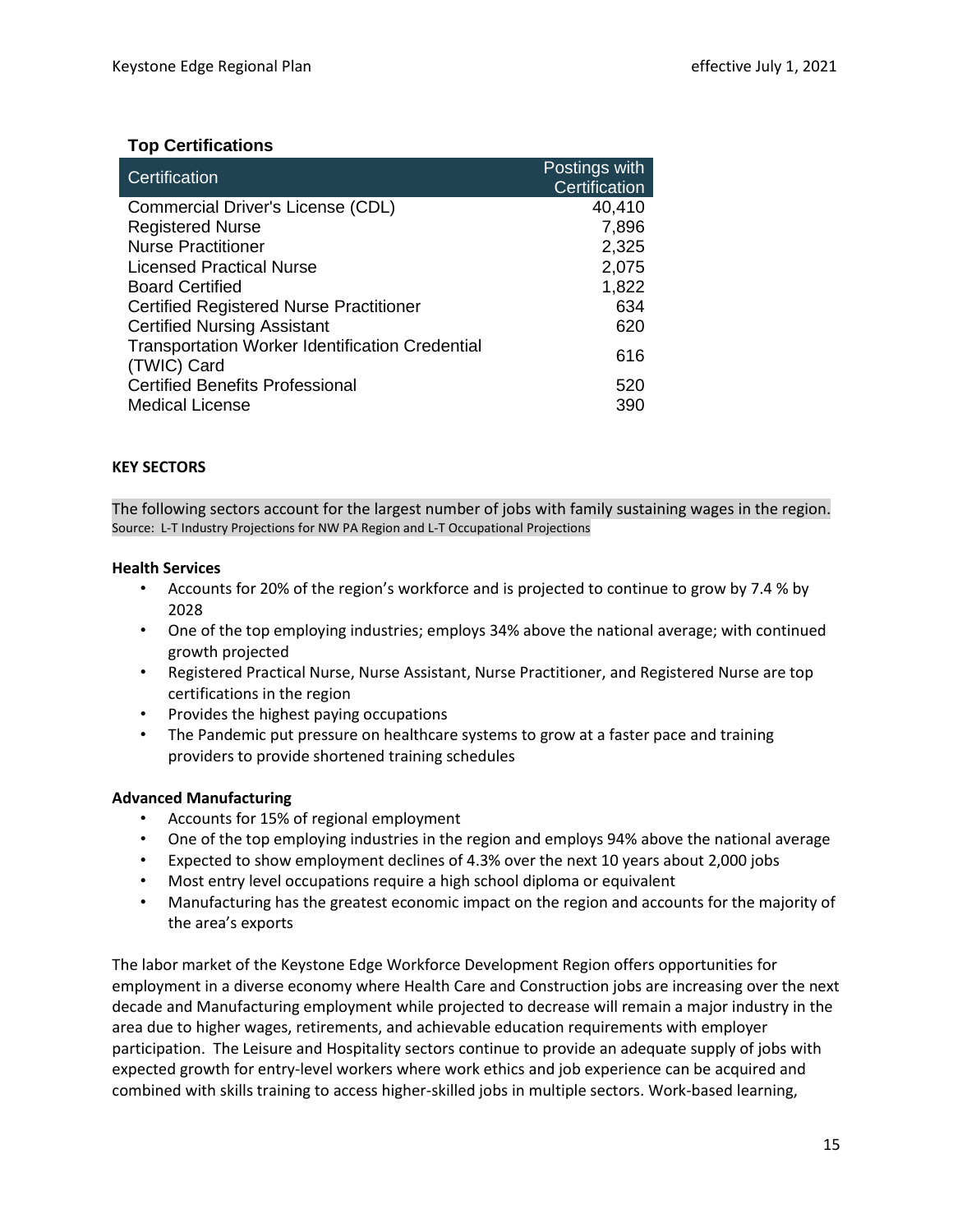### Top Certifications

| Certification | Postings with Certification |
|---|---|
| Commercial Driver's License (CDL) | 40,410 |
| Registered Nurse | 7,896 |
| Nurse Practitioner | 2,325 |
| Licensed Practical Nurse | 2,075 |
| Board Certified | 1,822 |
| Certified Registered Nurse Practitioner | 634 |
| Certified Nursing Assistant | 620 |
| Transportation Worker Identification Credential (TWIC) Card | 616 |
| Certified Benefits Professional | 520 |
| Medical License | 390 |

**KEY SECTORS**

The following sectors account for the largest number of jobs with family sustaining wages in the region.
Source: L-T Industry Projections for NW PA Region and L-T Occupational Projections

**Health Services**

- Accounts for 20% of the region's workforce and is projected to continue to grow by 7.4 % by 2028
- One of the top employing industries; employs 34% above the national average; with continued growth projected
- Registered Practical Nurse, Nurse Assistant, Nurse Practitioner, and Registered Nurse are top certifications in the region
- Provides the highest paying occupations
- The Pandemic put pressure on healthcare systems to grow at a faster pace and training providers to provide shortened training schedules

**Advanced Manufacturing**

- Accounts for 15% of regional employment
- One of the top employing industries in the region and employs 94% above the national average
- Expected to show employment declines of 4.3% over the next 10 years about 2,000 jobs
- Most entry level occupations require a high school diploma or equivalent
- Manufacturing has the greatest economic impact on the region and accounts for the majority of the area's exports

The labor market of the Keystone Edge Workforce Development Region offers opportunities for employment in a diverse economy where Health Care and Construction jobs are increasing over the next decade and Manufacturing employment while projected to decrease will remain a major industry in the area due to higher wages, retirements, and achievable education requirements with employer participation. The Leisure and Hospitality sectors continue to provide an adequate supply of jobs with expected growth for entry-level workers where work ethics and job experience can be acquired and combined with skills training to access higher-skilled jobs in multiple sectors. Work-based learning,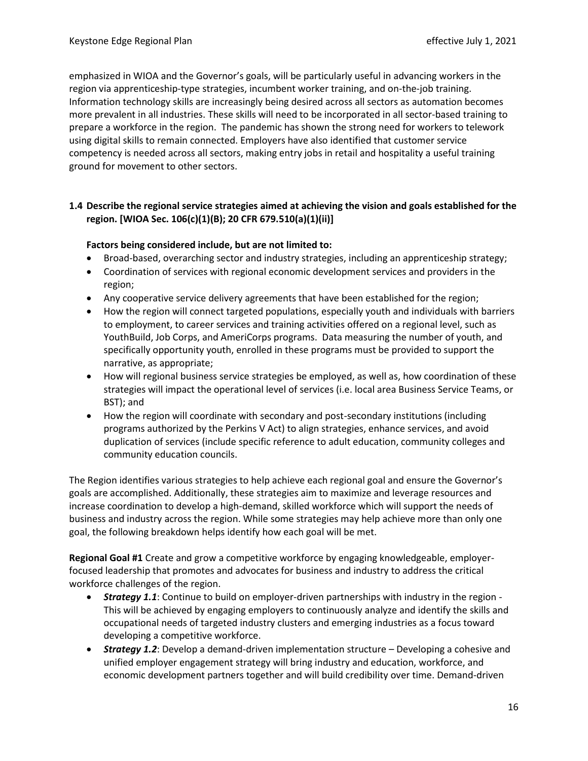emphasized in WIOA and the Governor's goals, will be particularly useful in advancing workers in the region via apprenticeship-type strategies, incumbent worker training, and on-the-job training. Information technology skills are increasingly being desired across all sectors as automation becomes more prevalent in all industries. These skills will need to be incorporated in all sector-based training to prepare a workforce in the region. The pandemic has shown the strong need for workers to telework using digital skills to remain connected. Employers have also identified that customer service competency is needed across all sectors, making entry jobs in retail and hospitality a useful training ground for movement to other sectors.

### 1.4 Describe the regional service strategies aimed at achieving the vision and goals established for the region. [WIOA Sec. 106(c)(1)(B); 20 CFR 679.510(a)(1)(ii)]

**Factors being considered include, but are not limited to:**

- Broad-based, overarching sector and industry strategies, including an apprenticeship strategy;
- Coordination of services with regional economic development services and providers in the region;
- Any cooperative service delivery agreements that have been established for the region;
- How the region will connect targeted populations, especially youth and individuals with barriers to employment, to career services and training activities offered on a regional level, such as YouthBuild, Job Corps, and AmeriCorps programs. Data measuring the number of youth, and specifically opportunity youth, enrolled in these programs must be provided to support the narrative, as appropriate;
- How will regional business service strategies be employed, as well as, how coordination of these strategies will impact the operational level of services (i.e. local area Business Service Teams, or BST); and
- How the region will coordinate with secondary and post-secondary institutions (including programs authorized by the Perkins V Act) to align strategies, enhance services, and avoid duplication of services (include specific reference to adult education, community colleges and community education councils.

The Region identifies various strategies to help achieve each regional goal and ensure the Governor's goals are accomplished. Additionally, these strategies aim to maximize and leverage resources and increase coordination to develop a high-demand, skilled workforce which will support the needs of business and industry across the region. While some strategies may help achieve more than only one goal, the following breakdown helps identify how each goal will be met.

**Regional Goal #1** Create and grow a competitive workforce by engaging knowledgeable, employer-focused leadership that promotes and advocates for business and industry to address the critical workforce challenges of the region.

- ***Strategy 1.1***: Continue to build on employer-driven partnerships with industry in the region - This will be achieved by engaging employers to continuously analyze and identify the skills and occupational needs of targeted industry clusters and emerging industries as a focus toward developing a competitive workforce.
- ***Strategy 1.2***: Develop a demand-driven implementation structure – Developing a cohesive and unified employer engagement strategy will bring industry and education, workforce, and economic development partners together and will build credibility over time. Demand-driven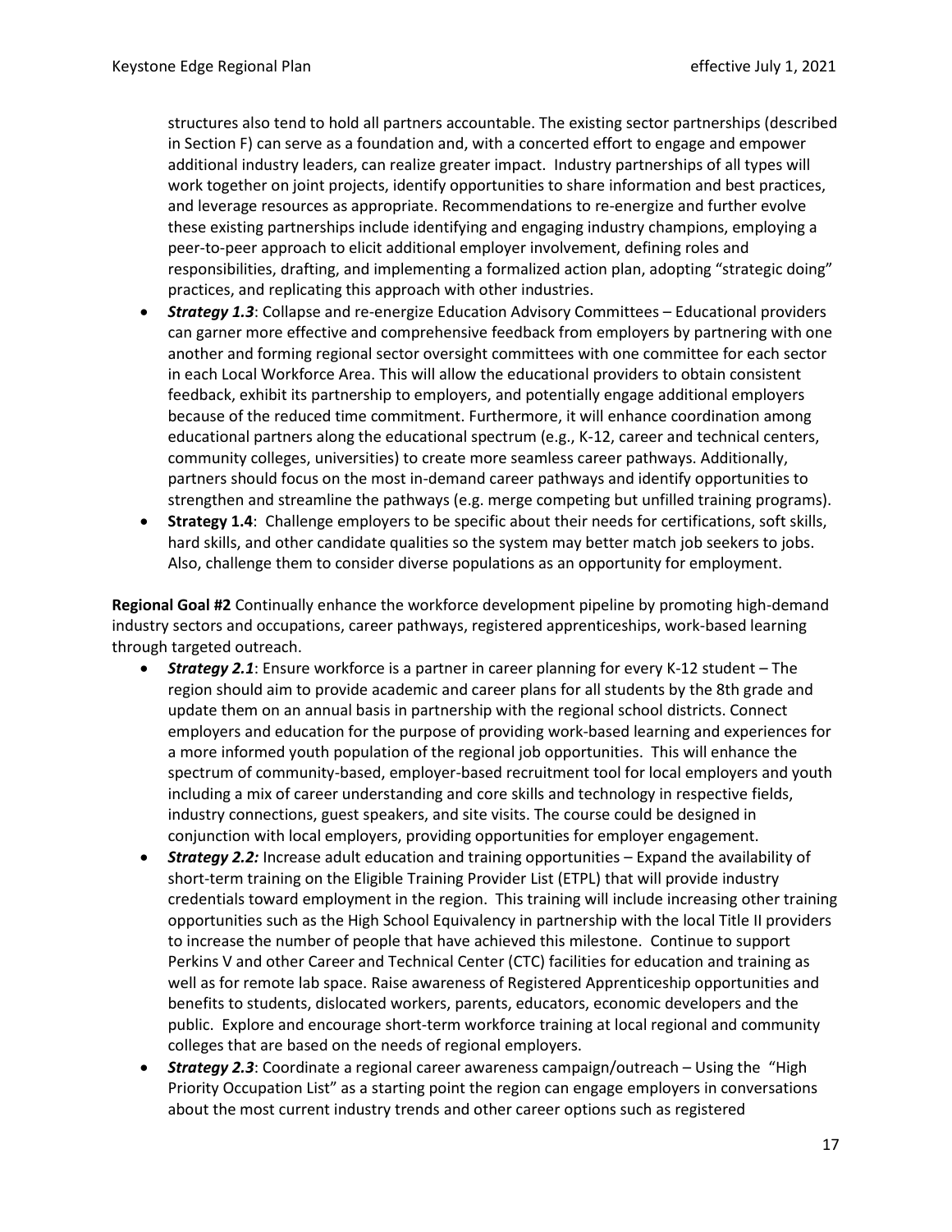structures also tend to hold all partners accountable. The existing sector partnerships (described in Section F) can serve as a foundation and, with a concerted effort to engage and empower additional industry leaders, can realize greater impact. Industry partnerships of all types will work together on joint projects, identify opportunities to share information and best practices, and leverage resources as appropriate. Recommendations to re-energize and further evolve these existing partnerships include identifying and engaging industry champions, employing a peer-to-peer approach to elicit additional employer involvement, defining roles and responsibilities, drafting, and implementing a formalized action plan, adopting "strategic doing" practices, and replicating this approach with other industries.

- ***Strategy 1.3***: Collapse and re-energize Education Advisory Committees – Educational providers can garner more effective and comprehensive feedback from employers by partnering with one another and forming regional sector oversight committees with one committee for each sector in each Local Workforce Area. This will allow the educational providers to obtain consistent feedback, exhibit its partnership to employers, and potentially engage additional employers because of the reduced time commitment. Furthermore, it will enhance coordination among educational partners along the educational spectrum (e.g., K-12, career and technical centers, community colleges, universities) to create more seamless career pathways. Additionally, partners should focus on the most in-demand career pathways and identify opportunities to strengthen and streamline the pathways (e.g. merge competing but unfilled training programs).
- **Strategy 1.4**: Challenge employers to be specific about their needs for certifications, soft skills, hard skills, and other candidate qualities so the system may better match job seekers to jobs. Also, challenge them to consider diverse populations as an opportunity for employment.

**Regional Goal #2** Continually enhance the workforce development pipeline by promoting high-demand industry sectors and occupations, career pathways, registered apprenticeships, work-based learning through targeted outreach.

- ***Strategy 2.1***: Ensure workforce is a partner in career planning for every K-12 student – The region should aim to provide academic and career plans for all students by the 8th grade and update them on an annual basis in partnership with the regional school districts. Connect employers and education for the purpose of providing work-based learning and experiences for a more informed youth population of the regional job opportunities. This will enhance the spectrum of community-based, employer-based recruitment tool for local employers and youth including a mix of career understanding and core skills and technology in respective fields, industry connections, guest speakers, and site visits. The course could be designed in conjunction with local employers, providing opportunities for employer engagement.
- ***Strategy 2.2:*** Increase adult education and training opportunities – Expand the availability of short-term training on the Eligible Training Provider List (ETPL) that will provide industry credentials toward employment in the region. This training will include increasing other training opportunities such as the High School Equivalency in partnership with the local Title II providers to increase the number of people that have achieved this milestone. Continue to support Perkins V and other Career and Technical Center (CTC) facilities for education and training as well as for remote lab space. Raise awareness of Registered Apprenticeship opportunities and benefits to students, dislocated workers, parents, educators, economic developers and the public. Explore and encourage short-term workforce training at local regional and community colleges that are based on the needs of regional employers.
- ***Strategy 2.3***: Coordinate a regional career awareness campaign/outreach – Using the "High Priority Occupation List" as a starting point the region can engage employers in conversations about the most current industry trends and other career options such as registered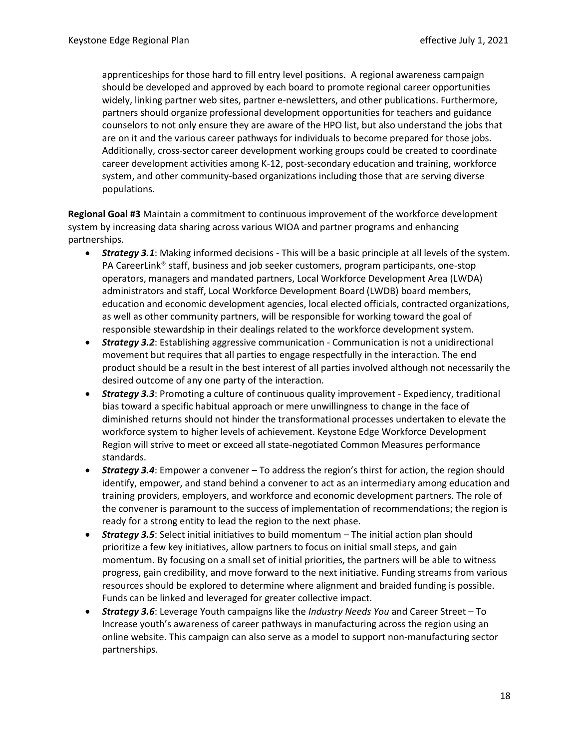apprenticeships for those hard to fill entry level positions. A regional awareness campaign should be developed and approved by each board to promote regional career opportunities widely, linking partner web sites, partner e-newsletters, and other publications. Furthermore, partners should organize professional development opportunities for teachers and guidance counselors to not only ensure they are aware of the HPO list, but also understand the jobs that are on it and the various career pathways for individuals to become prepared for those jobs. Additionally, cross-sector career development working groups could be created to coordinate career development activities among K-12, post-secondary education and training, workforce system, and other community-based organizations including those that are serving diverse populations.

**Regional Goal #3** Maintain a commitment to continuous improvement of the workforce development system by increasing data sharing across various WIOA and partner programs and enhancing partnerships.

- ***Strategy 3.1***: Making informed decisions - This will be a basic principle at all levels of the system. PA CareerLink® staff, business and job seeker customers, program participants, one-stop operators, managers and mandated partners, Local Workforce Development Area (LWDA) administrators and staff, Local Workforce Development Board (LWDB) board members, education and economic development agencies, local elected officials, contracted organizations, as well as other community partners, will be responsible for working toward the goal of responsible stewardship in their dealings related to the workforce development system.
- ***Strategy 3.2***: Establishing aggressive communication - Communication is not a unidirectional movement but requires that all parties to engage respectfully in the interaction. The end product should be a result in the best interest of all parties involved although not necessarily the desired outcome of any one party of the interaction.
- ***Strategy 3.3***: Promoting a culture of continuous quality improvement - Expediency, traditional bias toward a specific habitual approach or mere unwillingness to change in the face of diminished returns should not hinder the transformational processes undertaken to elevate the workforce system to higher levels of achievement. Keystone Edge Workforce Development Region will strive to meet or exceed all state-negotiated Common Measures performance standards.
- ***Strategy 3.4***: Empower a convener – To address the region's thirst for action, the region should identify, empower, and stand behind a convener to act as an intermediary among education and training providers, employers, and workforce and economic development partners. The role of the convener is paramount to the success of implementation of recommendations; the region is ready for a strong entity to lead the region to the next phase.
- ***Strategy 3.5***: Select initial initiatives to build momentum – The initial action plan should prioritize a few key initiatives, allow partners to focus on initial small steps, and gain momentum. By focusing on a small set of initial priorities, the partners will be able to witness progress, gain credibility, and move forward to the next initiative. Funding streams from various resources should be explored to determine where alignment and braided funding is possible. Funds can be linked and leveraged for greater collective impact.
- ***Strategy 3.6***: Leverage Youth campaigns like the *Industry Needs You* and Career Street – To Increase youth's awareness of career pathways in manufacturing across the region using an online website. This campaign can also serve as a model to support non-manufacturing sector partnerships.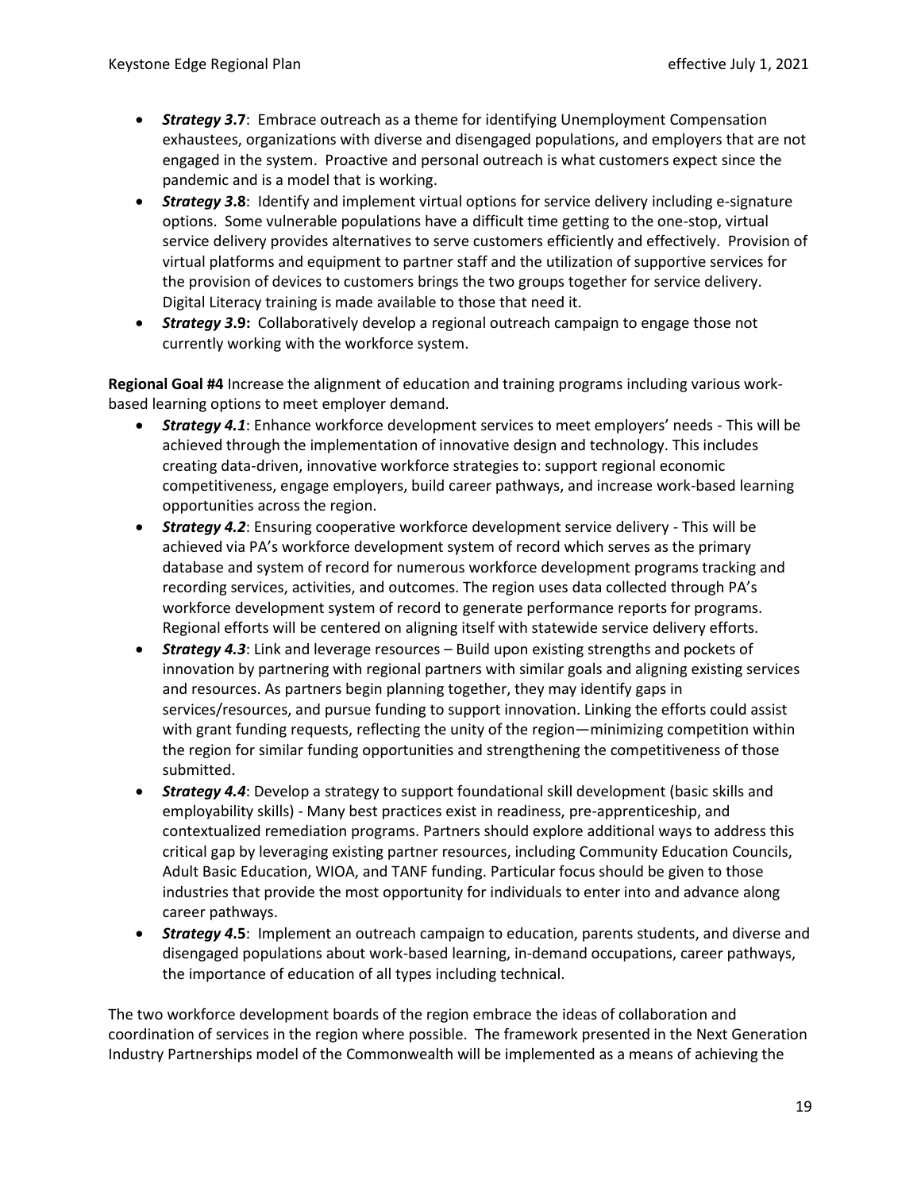- ***Strategy 3*.7**: Embrace outreach as a theme for identifying Unemployment Compensation exhaustees, organizations with diverse and disengaged populations, and employers that are not engaged in the system. Proactive and personal outreach is what customers expect since the pandemic and is a model that is working.
- ***Strategy 3*.8**: Identify and implement virtual options for service delivery including e-signature options. Some vulnerable populations have a difficult time getting to the one-stop, virtual service delivery provides alternatives to serve customers efficiently and effectively. Provision of virtual platforms and equipment to partner staff and the utilization of supportive services for the provision of devices to customers brings the two groups together for service delivery. Digital Literacy training is made available to those that need it.
- ***Strategy 3*.9:** Collaboratively develop a regional outreach campaign to engage those not currently working with the workforce system.

**Regional Goal #4** Increase the alignment of education and training programs including various work-based learning options to meet employer demand.

- ***Strategy 4.1***: Enhance workforce development services to meet employers' needs - This will be achieved through the implementation of innovative design and technology. This includes creating data-driven, innovative workforce strategies to: support regional economic competitiveness, engage employers, build career pathways, and increase work-based learning opportunities across the region.
- ***Strategy 4.2***: Ensuring cooperative workforce development service delivery - This will be achieved via PA's workforce development system of record which serves as the primary database and system of record for numerous workforce development programs tracking and recording services, activities, and outcomes. The region uses data collected through PA's workforce development system of record to generate performance reports for programs. Regional efforts will be centered on aligning itself with statewide service delivery efforts.
- ***Strategy 4.3***: Link and leverage resources – Build upon existing strengths and pockets of innovation by partnering with regional partners with similar goals and aligning existing services and resources. As partners begin planning together, they may identify gaps in services/resources, and pursue funding to support innovation. Linking the efforts could assist with grant funding requests, reflecting the unity of the region—minimizing competition within the region for similar funding opportunities and strengthening the competitiveness of those submitted.
- ***Strategy 4.4***: Develop a strategy to support foundational skill development (basic skills and employability skills) - Many best practices exist in readiness, pre-apprenticeship, and contextualized remediation programs. Partners should explore additional ways to address this critical gap by leveraging existing partner resources, including Community Education Councils, Adult Basic Education, WIOA, and TANF funding. Particular focus should be given to those industries that provide the most opportunity for individuals to enter into and advance along career pathways.
- ***Strategy 4*.5**: Implement an outreach campaign to education, parents students, and diverse and disengaged populations about work-based learning, in-demand occupations, career pathways, the importance of education of all types including technical.

The two workforce development boards of the region embrace the ideas of collaboration and coordination of services in the region where possible. The framework presented in the Next Generation Industry Partnerships model of the Commonwealth will be implemented as a means of achieving the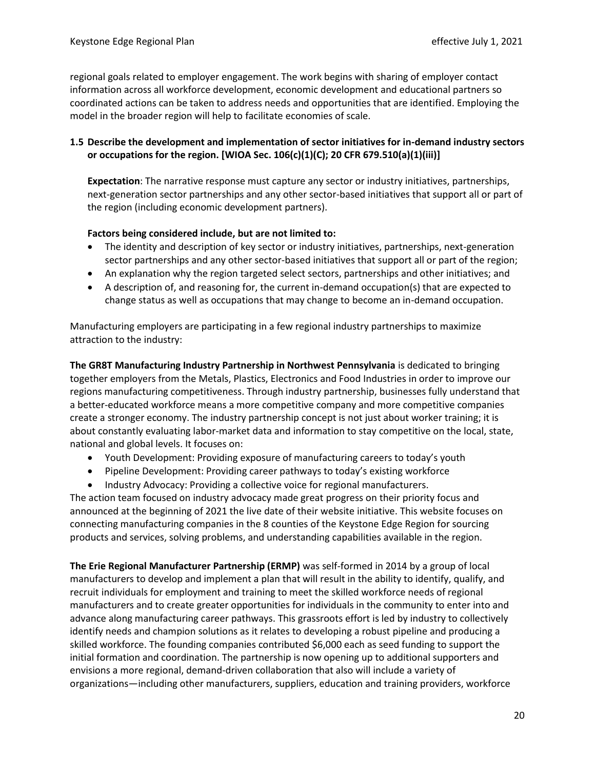regional goals related to employer engagement. The work begins with sharing of employer contact information across all workforce development, economic development and educational partners so coordinated actions can be taken to address needs and opportunities that are identified. Employing the model in the broader region will help to facilitate economies of scale.

**1.5 Describe the development and implementation of sector initiatives for in-demand industry sectors or occupations for the region. [WIOA Sec. 106(c)(1)(C); 20 CFR 679.510(a)(1)(iii)]**

**Expectation**: The narrative response must capture any sector or industry initiatives, partnerships, next-generation sector partnerships and any other sector-based initiatives that support all or part of the region (including economic development partners).

**Factors being considered include, but are not limited to:**

- The identity and description of key sector or industry initiatives, partnerships, next-generation sector partnerships and any other sector-based initiatives that support all or part of the region;
- An explanation why the region targeted select sectors, partnerships and other initiatives; and
- A description of, and reasoning for, the current in-demand occupation(s) that are expected to change status as well as occupations that may change to become an in-demand occupation.

Manufacturing employers are participating in a few regional industry partnerships to maximize attraction to the industry:

**The GR8T Manufacturing Industry Partnership in Northwest Pennsylvania** is dedicated to bringing together employers from the Metals, Plastics, Electronics and Food Industries in order to improve our regions manufacturing competitiveness. Through industry partnership, businesses fully understand that a better-educated workforce means a more competitive company and more competitive companies create a stronger economy. The industry partnership concept is not just about worker training; it is about constantly evaluating labor-market data and information to stay competitive on the local, state, national and global levels. It focuses on:

- Youth Development: Providing exposure of manufacturing careers to today's youth
- Pipeline Development: Providing career pathways to today's existing workforce
- Industry Advocacy: Providing a collective voice for regional manufacturers.

The action team focused on industry advocacy made great progress on their priority focus and announced at the beginning of 2021 the live date of their website initiative. This website focuses on connecting manufacturing companies in the 8 counties of the Keystone Edge Region for sourcing products and services, solving problems, and understanding capabilities available in the region.

**The Erie Regional Manufacturer Partnership (ERMP)** was self-formed in 2014 by a group of local manufacturers to develop and implement a plan that will result in the ability to identify, qualify, and recruit individuals for employment and training to meet the skilled workforce needs of regional manufacturers and to create greater opportunities for individuals in the community to enter into and advance along manufacturing career pathways. This grassroots effort is led by industry to collectively identify needs and champion solutions as it relates to developing a robust pipeline and producing a skilled workforce. The founding companies contributed $6,000 each as seed funding to support the initial formation and coordination. The partnership is now opening up to additional supporters and envisions a more regional, demand-driven collaboration that also will include a variety of organizations—including other manufacturers, suppliers, education and training providers, workforce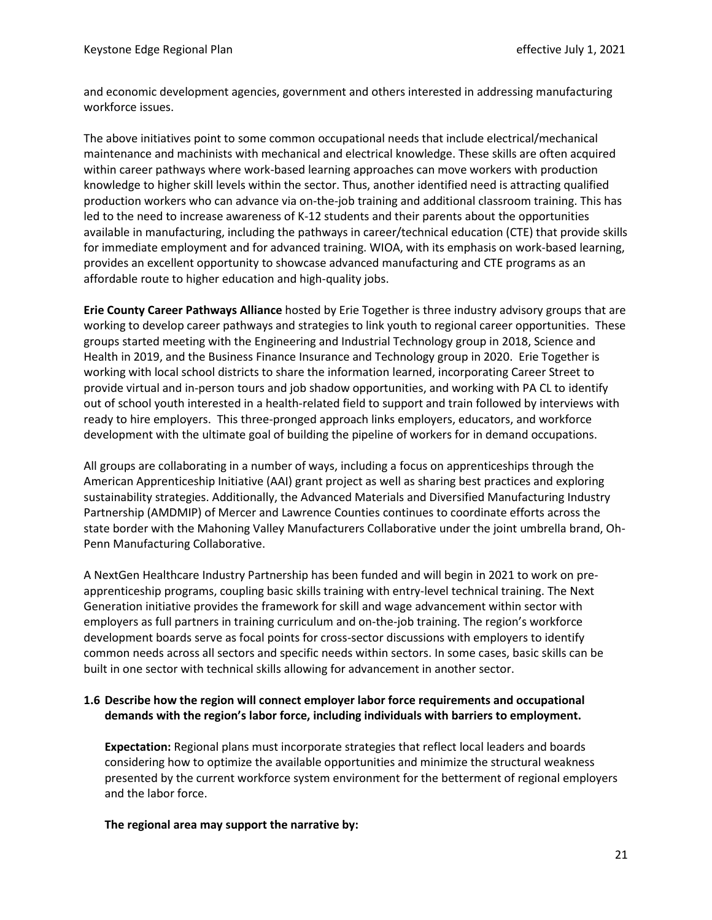and economic development agencies, government and others interested in addressing manufacturing workforce issues.

The above initiatives point to some common occupational needs that include electrical/mechanical maintenance and machinists with mechanical and electrical knowledge. These skills are often acquired within career pathways where work-based learning approaches can move workers with production knowledge to higher skill levels within the sector. Thus, another identified need is attracting qualified production workers who can advance via on-the-job training and additional classroom training. This has led to the need to increase awareness of K-12 students and their parents about the opportunities available in manufacturing, including the pathways in career/technical education (CTE) that provide skills for immediate employment and for advanced training. WIOA, with its emphasis on work-based learning, provides an excellent opportunity to showcase advanced manufacturing and CTE programs as an affordable route to higher education and high-quality jobs.

**Erie County Career Pathways Alliance** hosted by Erie Together is three industry advisory groups that are working to develop career pathways and strategies to link youth to regional career opportunities. These groups started meeting with the Engineering and Industrial Technology group in 2018, Science and Health in 2019, and the Business Finance Insurance and Technology group in 2020. Erie Together is working with local school districts to share the information learned, incorporating Career Street to provide virtual and in-person tours and job shadow opportunities, and working with PA CL to identify out of school youth interested in a health-related field to support and train followed by interviews with ready to hire employers. This three-pronged approach links employers, educators, and workforce development with the ultimate goal of building the pipeline of workers for in demand occupations.

All groups are collaborating in a number of ways, including a focus on apprenticeships through the American Apprenticeship Initiative (AAI) grant project as well as sharing best practices and exploring sustainability strategies. Additionally, the Advanced Materials and Diversified Manufacturing Industry Partnership (AMDMIP) of Mercer and Lawrence Counties continues to coordinate efforts across the state border with the Mahoning Valley Manufacturers Collaborative under the joint umbrella brand, Oh-Penn Manufacturing Collaborative.

A NextGen Healthcare Industry Partnership has been funded and will begin in 2021 to work on pre-apprenticeship programs, coupling basic skills training with entry-level technical training. The Next Generation initiative provides the framework for skill and wage advancement within sector with employers as full partners in training curriculum and on-the-job training. The region's workforce development boards serve as focal points for cross-sector discussions with employers to identify common needs across all sectors and specific needs within sectors. In some cases, basic skills can be built in one sector with technical skills allowing for advancement in another sector.

### 1.6 Describe how the region will connect employer labor force requirements and occupational demands with the region's labor force, including individuals with barriers to employment.

**Expectation:** Regional plans must incorporate strategies that reflect local leaders and boards considering how to optimize the available opportunities and minimize the structural weakness presented by the current workforce system environment for the betterment of regional employers and the labor force.

**The regional area may support the narrative by:**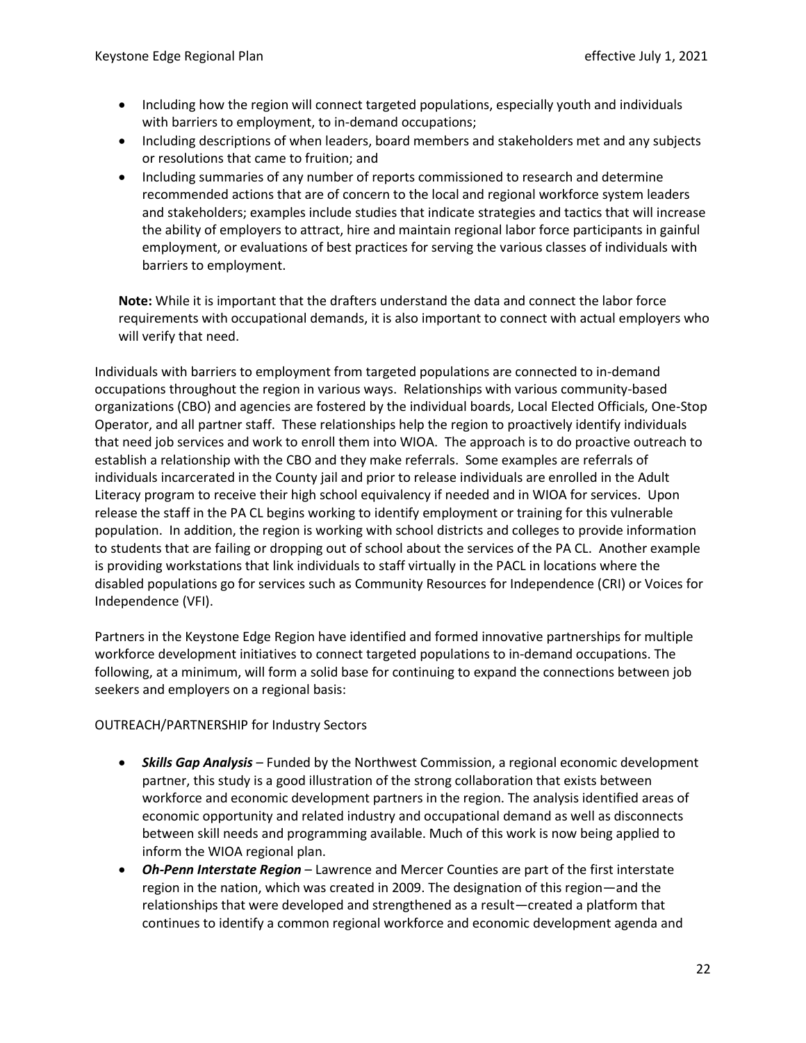- Including how the region will connect targeted populations, especially youth and individuals with barriers to employment, to in-demand occupations;
- Including descriptions of when leaders, board members and stakeholders met and any subjects or resolutions that came to fruition; and
- Including summaries of any number of reports commissioned to research and determine recommended actions that are of concern to the local and regional workforce system leaders and stakeholders; examples include studies that indicate strategies and tactics that will increase the ability of employers to attract, hire and maintain regional labor force participants in gainful employment, or evaluations of best practices for serving the various classes of individuals with barriers to employment.

**Note:** While it is important that the drafters understand the data and connect the labor force requirements with occupational demands, it is also important to connect with actual employers who will verify that need.

Individuals with barriers to employment from targeted populations are connected to in-demand occupations throughout the region in various ways. Relationships with various community-based organizations (CBO) and agencies are fostered by the individual boards, Local Elected Officials, One-Stop Operator, and all partner staff. These relationships help the region to proactively identify individuals that need job services and work to enroll them into WIOA. The approach is to do proactive outreach to establish a relationship with the CBO and they make referrals. Some examples are referrals of individuals incarcerated in the County jail and prior to release individuals are enrolled in the Adult Literacy program to receive their high school equivalency if needed and in WIOA for services. Upon release the staff in the PA CL begins working to identify employment or training for this vulnerable population. In addition, the region is working with school districts and colleges to provide information to students that are failing or dropping out of school about the services of the PA CL. Another example is providing workstations that link individuals to staff virtually in the PACL in locations where the disabled populations go for services such as Community Resources for Independence (CRI) or Voices for Independence (VFI).

Partners in the Keystone Edge Region have identified and formed innovative partnerships for multiple workforce development initiatives to connect targeted populations to in-demand occupations. The following, at a minimum, will form a solid base for continuing to expand the connections between job seekers and employers on a regional basis:

OUTREACH/PARTNERSHIP for Industry Sectors

- ***Skills Gap Analysis*** – Funded by the Northwest Commission, a regional economic development partner, this study is a good illustration of the strong collaboration that exists between workforce and economic development partners in the region. The analysis identified areas of economic opportunity and related industry and occupational demand as well as disconnects between skill needs and programming available. Much of this work is now being applied to inform the WIOA regional plan.
- ***Oh-Penn Interstate Region*** – Lawrence and Mercer Counties are part of the first interstate region in the nation, which was created in 2009. The designation of this region—and the relationships that were developed and strengthened as a result—created a platform that continues to identify a common regional workforce and economic development agenda and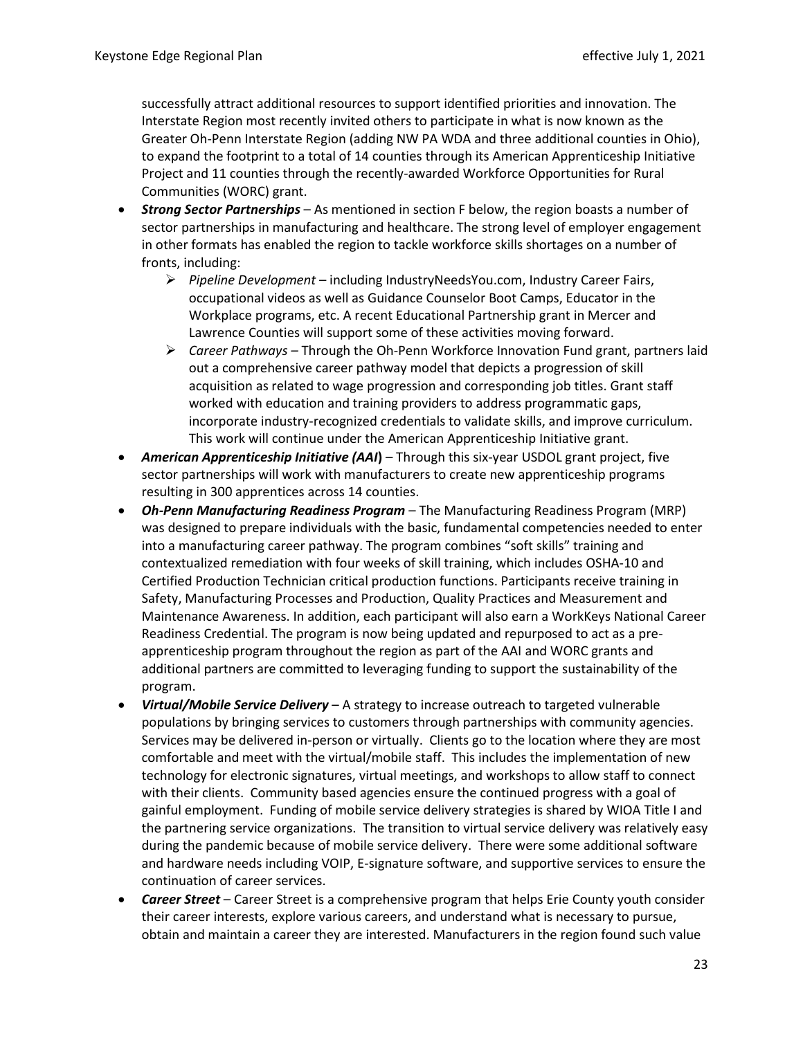successfully attract additional resources to support identified priorities and innovation. The Interstate Region most recently invited others to participate in what is now known as the Greater Oh-Penn Interstate Region (adding NW PA WDA and three additional counties in Ohio), to expand the footprint to a total of 14 counties through its American Apprenticeship Initiative Project and 11 counties through the recently-awarded Workforce Opportunities for Rural Communities (WORC) grant.

- ***Strong Sector Partnerships*** – As mentioned in section F below, the region boasts a number of sector partnerships in manufacturing and healthcare. The strong level of employer engagement in other formats has enabled the region to tackle workforce skills shortages on a number of fronts, including:
  - *Pipeline Development* – including IndustryNeedsYou.com, Industry Career Fairs, occupational videos as well as Guidance Counselor Boot Camps, Educator in the Workplace programs, etc. A recent Educational Partnership grant in Mercer and Lawrence Counties will support some of these activities moving forward.
  - *Career Pathways* – Through the Oh-Penn Workforce Innovation Fund grant, partners laid out a comprehensive career pathway model that depicts a progression of skill acquisition as related to wage progression and corresponding job titles. Grant staff worked with education and training providers to address programmatic gaps, incorporate industry-recognized credentials to validate skills, and improve curriculum. This work will continue under the American Apprenticeship Initiative grant.
- ***American Apprenticeship Initiative (AAI)*** – Through this six-year USDOL grant project, five sector partnerships will work with manufacturers to create new apprenticeship programs resulting in 300 apprentices across 14 counties.
- ***Oh-Penn Manufacturing Readiness Program*** – The Manufacturing Readiness Program (MRP) was designed to prepare individuals with the basic, fundamental competencies needed to enter into a manufacturing career pathway. The program combines "soft skills" training and contextualized remediation with four weeks of skill training, which includes OSHA-10 and Certified Production Technician critical production functions. Participants receive training in Safety, Manufacturing Processes and Production, Quality Practices and Measurement and Maintenance Awareness. In addition, each participant will also earn a WorkKeys National Career Readiness Credential. The program is now being updated and repurposed to act as a pre-apprenticeship program throughout the region as part of the AAI and WORC grants and additional partners are committed to leveraging funding to support the sustainability of the program.
- ***Virtual/Mobile Service Delivery*** – A strategy to increase outreach to targeted vulnerable populations by bringing services to customers through partnerships with community agencies. Services may be delivered in-person or virtually. Clients go to the location where they are most comfortable and meet with the virtual/mobile staff. This includes the implementation of new technology for electronic signatures, virtual meetings, and workshops to allow staff to connect with their clients. Community based agencies ensure the continued progress with a goal of gainful employment. Funding of mobile service delivery strategies is shared by WIOA Title I and the partnering service organizations. The transition to virtual service delivery was relatively easy during the pandemic because of mobile service delivery. There were some additional software and hardware needs including VOIP, E-signature software, and supportive services to ensure the continuation of career services.
- ***Career Street*** – Career Street is a comprehensive program that helps Erie County youth consider their career interests, explore various careers, and understand what is necessary to pursue, obtain and maintain a career they are interested. Manufacturers in the region found such value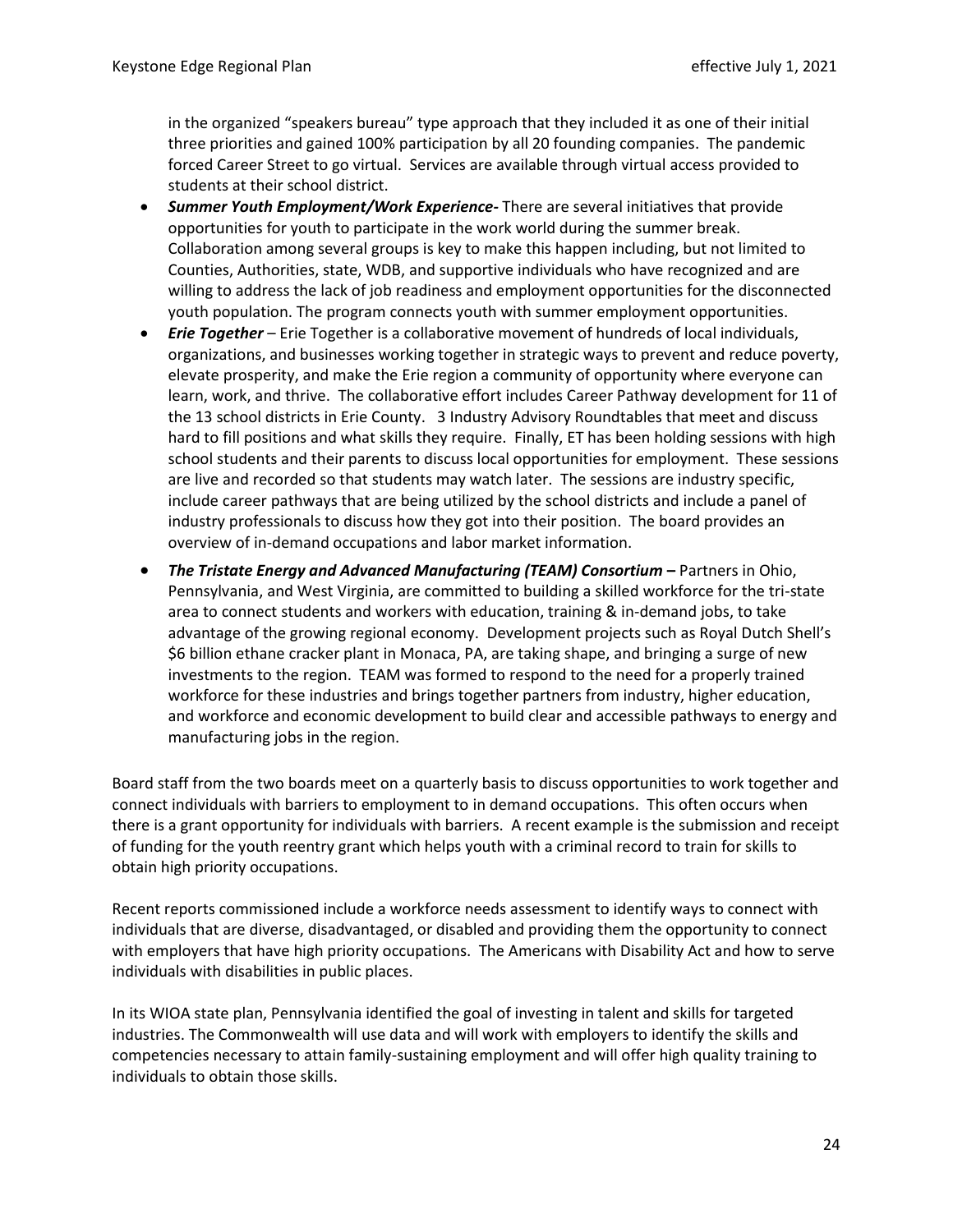in the organized "speakers bureau" type approach that they included it as one of their initial three priorities and gained 100% participation by all 20 founding companies. The pandemic forced Career Street to go virtual. Services are available through virtual access provided to students at their school district.

- ***Summer Youth Employment/Work Experience-*** There are several initiatives that provide opportunities for youth to participate in the work world during the summer break. Collaboration among several groups is key to make this happen including, but not limited to Counties, Authorities, state, WDB, and supportive individuals who have recognized and are willing to address the lack of job readiness and employment opportunities for the disconnected youth population. The program connects youth with summer employment opportunities.
- ***Erie Together*** – Erie Together is a collaborative movement of hundreds of local individuals, organizations, and businesses working together in strategic ways to prevent and reduce poverty, elevate prosperity, and make the Erie region a community of opportunity where everyone can learn, work, and thrive. The collaborative effort includes Career Pathway development for 11 of the 13 school districts in Erie County. 3 Industry Advisory Roundtables that meet and discuss hard to fill positions and what skills they require. Finally, ET has been holding sessions with high school students and their parents to discuss local opportunities for employment. These sessions are live and recorded so that students may watch later. The sessions are industry specific, include career pathways that are being utilized by the school districts and include a panel of industry professionals to discuss how they got into their position. The board provides an overview of in-demand occupations and labor market information.
- ***The Tristate Energy and Advanced Manufacturing (TEAM) Consortium –*** Partners in Ohio, Pennsylvania, and West Virginia, are committed to building a skilled workforce for the tri-state area to connect students and workers with education, training & in-demand jobs, to take advantage of the growing regional economy. Development projects such as Royal Dutch Shell's $6 billion ethane cracker plant in Monaca, PA, are taking shape, and bringing a surge of new investments to the region. TEAM was formed to respond to the need for a properly trained workforce for these industries and brings together partners from industry, higher education, and workforce and economic development to build clear and accessible pathways to energy and manufacturing jobs in the region.

Board staff from the two boards meet on a quarterly basis to discuss opportunities to work together and connect individuals with barriers to employment to in demand occupations. This often occurs when there is a grant opportunity for individuals with barriers. A recent example is the submission and receipt of funding for the youth reentry grant which helps youth with a criminal record to train for skills to obtain high priority occupations.

Recent reports commissioned include a workforce needs assessment to identify ways to connect with individuals that are diverse, disadvantaged, or disabled and providing them the opportunity to connect with employers that have high priority occupations. The Americans with Disability Act and how to serve individuals with disabilities in public places.

In its WIOA state plan, Pennsylvania identified the goal of investing in talent and skills for targeted industries. The Commonwealth will use data and will work with employers to identify the skills and competencies necessary to attain family-sustaining employment and will offer high quality training to individuals to obtain those skills.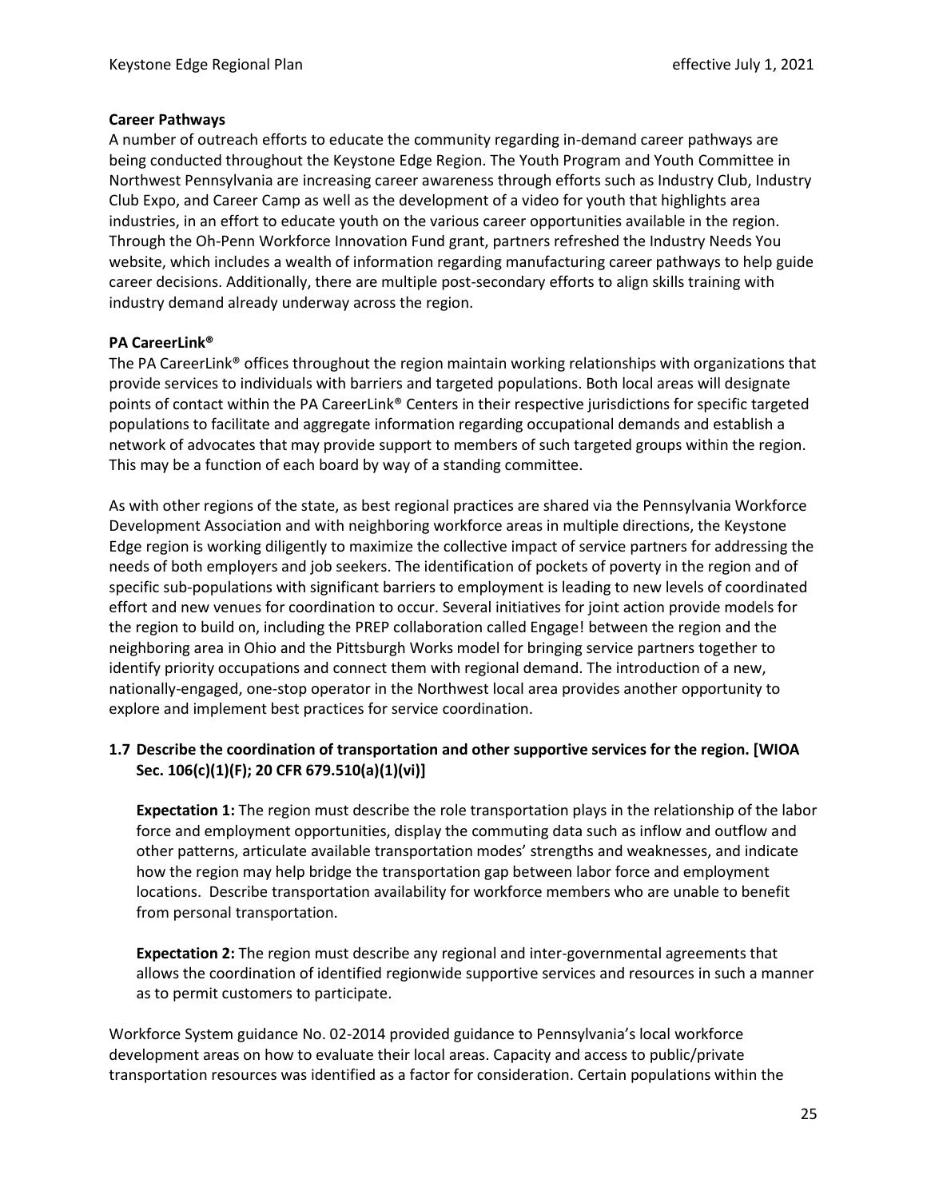**Career Pathways**

A number of outreach efforts to educate the community regarding in-demand career pathways are being conducted throughout the Keystone Edge Region. The Youth Program and Youth Committee in Northwest Pennsylvania are increasing career awareness through efforts such as Industry Club, Industry Club Expo, and Career Camp as well as the development of a video for youth that highlights area industries, in an effort to educate youth on the various career opportunities available in the region. Through the Oh-Penn Workforce Innovation Fund grant, partners refreshed the Industry Needs You website, which includes a wealth of information regarding manufacturing career pathways to help guide career decisions. Additionally, there are multiple post-secondary efforts to align skills training with industry demand already underway across the region.

**PA CareerLink®**

The PA CareerLink® offices throughout the region maintain working relationships with organizations that provide services to individuals with barriers and targeted populations. Both local areas will designate points of contact within the PA CareerLink® Centers in their respective jurisdictions for specific targeted populations to facilitate and aggregate information regarding occupational demands and establish a network of advocates that may provide support to members of such targeted groups within the region. This may be a function of each board by way of a standing committee.

As with other regions of the state, as best regional practices are shared via the Pennsylvania Workforce Development Association and with neighboring workforce areas in multiple directions, the Keystone Edge region is working diligently to maximize the collective impact of service partners for addressing the needs of both employers and job seekers. The identification of pockets of poverty in the region and of specific sub-populations with significant barriers to employment is leading to new levels of coordinated effort and new venues for coordination to occur. Several initiatives for joint action provide models for the region to build on, including the PREP collaboration called Engage! between the region and the neighboring area in Ohio and the Pittsburgh Works model for bringing service partners together to identify priority occupations and connect them with regional demand. The introduction of a new, nationally-engaged, one-stop operator in the Northwest local area provides another opportunity to explore and implement best practices for service coordination.

### 1.7 Describe the coordination of transportation and other supportive services for the region. [WIOA Sec. 106(c)(1)(F); 20 CFR 679.510(a)(1)(vi)]

**Expectation 1:** The region must describe the role transportation plays in the relationship of the labor force and employment opportunities, display the commuting data such as inflow and outflow and other patterns, articulate available transportation modes' strengths and weaknesses, and indicate how the region may help bridge the transportation gap between labor force and employment locations. Describe transportation availability for workforce members who are unable to benefit from personal transportation.

**Expectation 2:** The region must describe any regional and inter-governmental agreements that allows the coordination of identified regionwide supportive services and resources in such a manner as to permit customers to participate.

Workforce System guidance No. 02-2014 provided guidance to Pennsylvania's local workforce development areas on how to evaluate their local areas. Capacity and access to public/private transportation resources was identified as a factor for consideration. Certain populations within the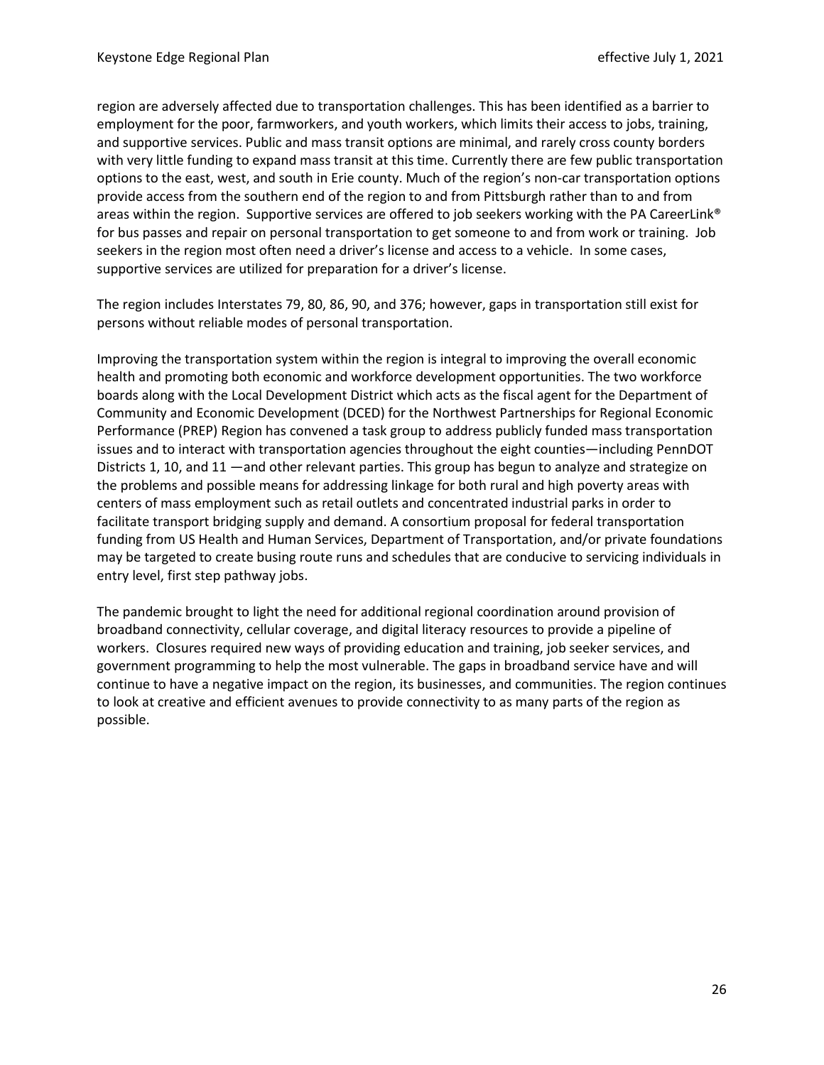region are adversely affected due to transportation challenges. This has been identified as a barrier to employment for the poor, farmworkers, and youth workers, which limits their access to jobs, training, and supportive services. Public and mass transit options are minimal, and rarely cross county borders with very little funding to expand mass transit at this time. Currently there are few public transportation options to the east, west, and south in Erie county. Much of the region's non-car transportation options provide access from the southern end of the region to and from Pittsburgh rather than to and from areas within the region. Supportive services are offered to job seekers working with the PA CareerLink® for bus passes and repair on personal transportation to get someone to and from work or training. Job seekers in the region most often need a driver's license and access to a vehicle. In some cases, supportive services are utilized for preparation for a driver's license.

The region includes Interstates 79, 80, 86, 90, and 376; however, gaps in transportation still exist for persons without reliable modes of personal transportation.

Improving the transportation system within the region is integral to improving the overall economic health and promoting both economic and workforce development opportunities. The two workforce boards along with the Local Development District which acts as the fiscal agent for the Department of Community and Economic Development (DCED) for the Northwest Partnerships for Regional Economic Performance (PREP) Region has convened a task group to address publicly funded mass transportation issues and to interact with transportation agencies throughout the eight counties—including PennDOT Districts 1, 10, and 11 —and other relevant parties. This group has begun to analyze and strategize on the problems and possible means for addressing linkage for both rural and high poverty areas with centers of mass employment such as retail outlets and concentrated industrial parks in order to facilitate transport bridging supply and demand. A consortium proposal for federal transportation funding from US Health and Human Services, Department of Transportation, and/or private foundations may be targeted to create busing route runs and schedules that are conducive to servicing individuals in entry level, first step pathway jobs.

The pandemic brought to light the need for additional regional coordination around provision of broadband connectivity, cellular coverage, and digital literacy resources to provide a pipeline of workers. Closures required new ways of providing education and training, job seeker services, and government programming to help the most vulnerable. The gaps in broadband service have and will continue to have a negative impact on the region, its businesses, and communities. The region continues to look at creative and efficient avenues to provide connectivity to as many parts of the region as possible.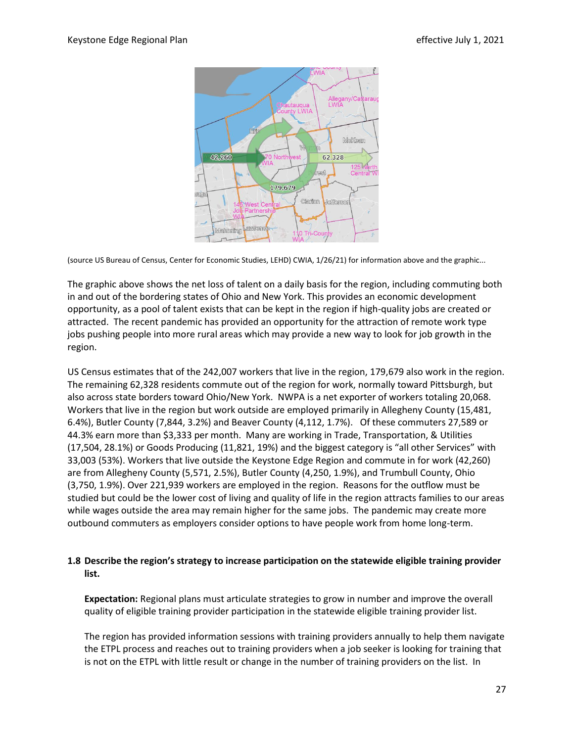(source US Bureau of Census, Center for Economic Studies, LEHD) CWIA, 1/26/21) for information above and the graphic...

The graphic above shows the net loss of talent on a daily basis for the region, including commuting both in and out of the bordering states of Ohio and New York. This provides an economic development opportunity, as a pool of talent exists that can be kept in the region if high-quality jobs are created or attracted. The recent pandemic has provided an opportunity for the attraction of remote work type jobs pushing people into more rural areas which may provide a new way to look for job growth in the region.

US Census estimates that of the 242,007 workers that live in the region, 179,679 also work in the region. The remaining 62,328 residents commute out of the region for work, normally toward Pittsburgh, but also across state borders toward Ohio/New York. NWPA is a net exporter of workers totaling 20,068. Workers that live in the region but work outside are employed primarily in Allegheny County (15,481, 6.4%), Butler County (7,844, 3.2%) and Beaver County (4,112, 1.7%). Of these commuters 27,589 or 44.3% earn more than $3,333 per month. Many are working in Trade, Transportation, & Utilities (17,504, 28.1%) or Goods Producing (11,821, 19%) and the biggest category is "all other Services" with 33,003 (53%). Workers that live outside the Keystone Edge Region and commute in for work (42,260) are from Allegheny County (5,571, 2.5%), Butler County (4,250, 1.9%), and Trumbull County, Ohio (3,750, 1.9%). Over 221,939 workers are employed in the region. Reasons for the outflow must be studied but could be the lower cost of living and quality of life in the region attracts families to our areas while wages outside the area may remain higher for the same jobs. The pandemic may create more outbound commuters as employers consider options to have people work from home long-term.

### 1.8 Describe the region's strategy to increase participation on the statewide eligible training provider list.

**Expectation:** Regional plans must articulate strategies to grow in number and improve the overall quality of eligible training provider participation in the statewide eligible training provider list.

The region has provided information sessions with training providers annually to help them navigate the ETPL process and reaches out to training providers when a job seeker is looking for training that is not on the ETPL with little result or change in the number of training providers on the list. In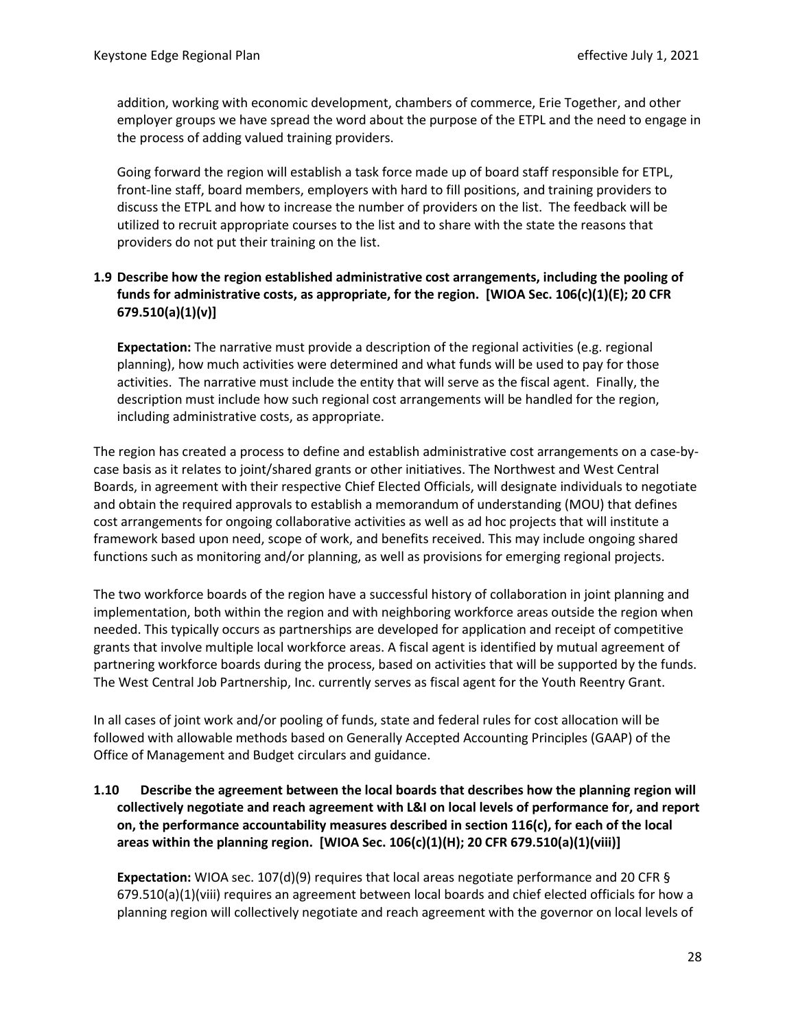addition, working with economic development, chambers of commerce, Erie Together, and other employer groups we have spread the word about the purpose of the ETPL and the need to engage in the process of adding valued training providers.

Going forward the region will establish a task force made up of board staff responsible for ETPL, front-line staff, board members, employers with hard to fill positions, and training providers to discuss the ETPL and how to increase the number of providers on the list. The feedback will be utilized to recruit appropriate courses to the list and to share with the state the reasons that providers do not put their training on the list.

### 1.9 Describe how the region established administrative cost arrangements, including the pooling of funds for administrative costs, as appropriate, for the region. [WIOA Sec. 106(c)(1)(E); 20 CFR 679.510(a)(1)(v)]

**Expectation:** The narrative must provide a description of the regional activities (e.g. regional planning), how much activities were determined and what funds will be used to pay for those activities. The narrative must include the entity that will serve as the fiscal agent. Finally, the description must include how such regional cost arrangements will be handled for the region, including administrative costs, as appropriate.

The region has created a process to define and establish administrative cost arrangements on a case-by-case basis as it relates to joint/shared grants or other initiatives. The Northwest and West Central Boards, in agreement with their respective Chief Elected Officials, will designate individuals to negotiate and obtain the required approvals to establish a memorandum of understanding (MOU) that defines cost arrangements for ongoing collaborative activities as well as ad hoc projects that will institute a framework based upon need, scope of work, and benefits received. This may include ongoing shared functions such as monitoring and/or planning, as well as provisions for emerging regional projects.

The two workforce boards of the region have a successful history of collaboration in joint planning and implementation, both within the region and with neighboring workforce areas outside the region when needed. This typically occurs as partnerships are developed for application and receipt of competitive grants that involve multiple local workforce areas. A fiscal agent is identified by mutual agreement of partnering workforce boards during the process, based on activities that will be supported by the funds. The West Central Job Partnership, Inc. currently serves as fiscal agent for the Youth Reentry Grant.

In all cases of joint work and/or pooling of funds, state and federal rules for cost allocation will be followed with allowable methods based on Generally Accepted Accounting Principles (GAAP) of the Office of Management and Budget circulars and guidance.

### 1.10 Describe the agreement between the local boards that describes how the planning region will collectively negotiate and reach agreement with L&I on local levels of performance for, and report on, the performance accountability measures described in section 116(c), for each of the local areas within the planning region. [WIOA Sec. 106(c)(1)(H); 20 CFR 679.510(a)(1)(viii)]

**Expectation:** WIOA sec. 107(d)(9) requires that local areas negotiate performance and 20 CFR § 679.510(a)(1)(viii) requires an agreement between local boards and chief elected officials for how a planning region will collectively negotiate and reach agreement with the governor on local levels of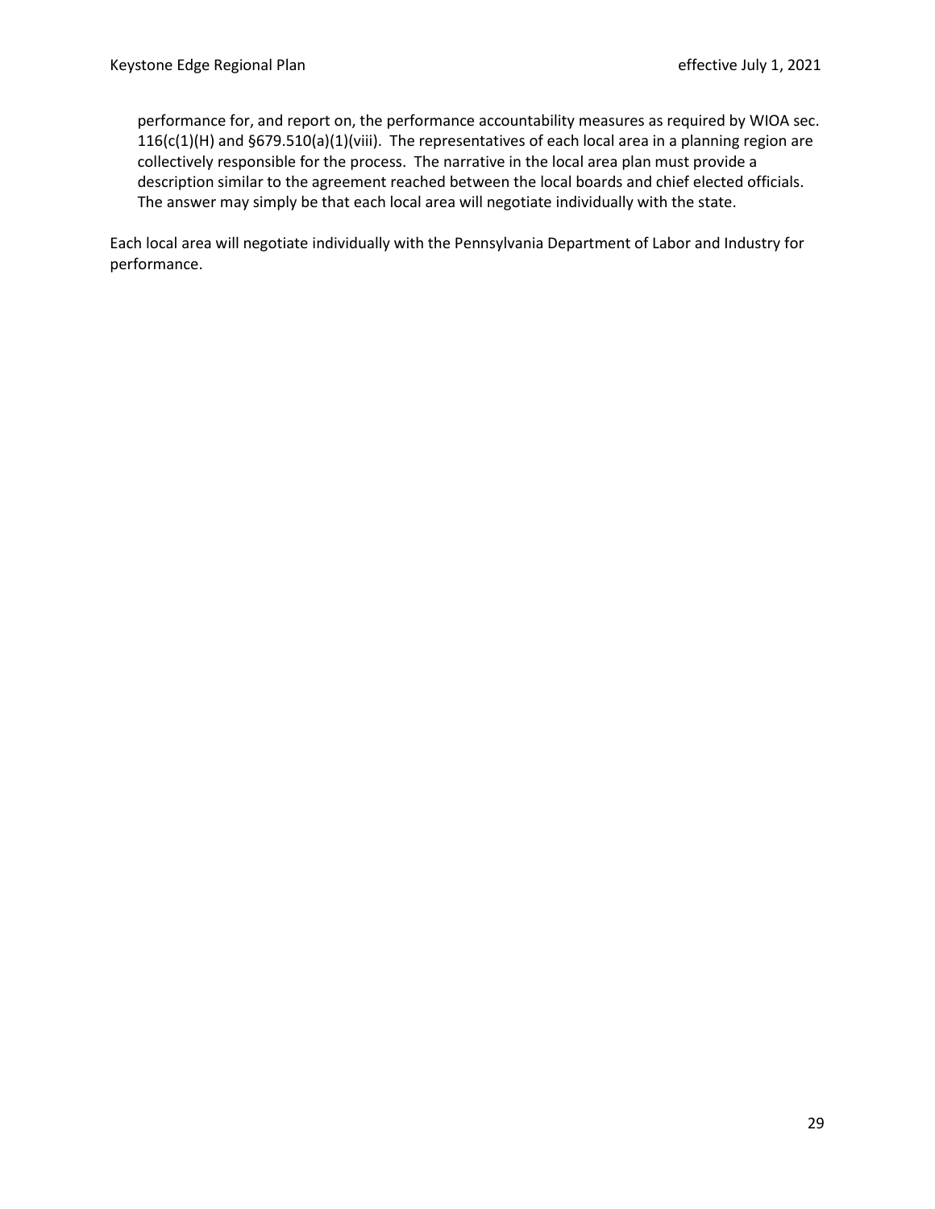performance for, and report on, the performance accountability measures as required by WIOA sec. 116(c(1)(H) and §679.510(a)(1)(viii). The representatives of each local area in a planning region are collectively responsible for the process. The narrative in the local area plan must provide a description similar to the agreement reached between the local boards and chief elected officials. The answer may simply be that each local area will negotiate individually with the state.

Each local area will negotiate individually with the Pennsylvania Department of Labor and Industry for performance.